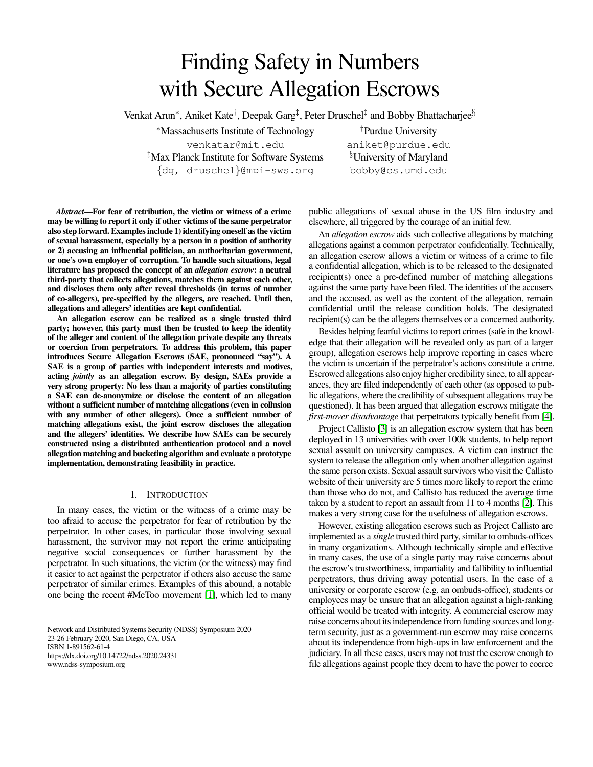# Finding Safety in Numbers with Secure Allegation Escrows

Venkat Arun*, Aniket Kate†, Deepak Garg‡, Peter Druschel‡ and Bobby Bhattacharjee§

*Massachusetts Institute of Technology
venkatar@mit.edu
†Purdue University
aniket@purdue.edu
‡Max Planck Institute for Software Systems
{dg, druschel}@mpi-sws.org
§University of Maryland
bobby@cs.umd.edu

***Abstract*—For fear of retribution, the victim or witness of a crime may be willing to report it only if other victims of the same perpetrator also step forward. Examples include 1) identifying oneself as the victim of sexual harassment, especially by a person in a position of authority or 2) accusing an influential politician, an authoritarian government, or one's own employer of corruption. To handle such situations, legal literature has proposed the concept of an *allegation escrow*: a neutral third-party that collects allegations, matches them against each other, and discloses them only after reveal thresholds (in terms of number of co-allegers), pre-specified by the allegers, are reached. Until then, allegations and allegers' identities are kept confidential.**

**An allegation escrow can be realized as a single trusted third party; however, this party must then be trusted to keep the identity of the alleger and content of the allegation private despite any threats or coercion from perpetrators. To address this problem, this paper introduces Secure Allegation Escrows (SAE, pronounced "say"). A SAE is a group of parties with independent interests and motives, acting *jointly* as an allegation escrow. By design, SAEs provide a very strong property: No less than a majority of parties constituting a SAE can de-anonymize or disclose the content of an allegation without a sufficient number of matching allegations (even in collusion with any number of other allegers). Once a sufficient number of matching allegations exist, the joint escrow discloses the allegation and the allegers' identities. We describe how SAEs can be securely constructed using a distributed authentication protocol and a novel allegation matching and bucketing algorithm and evaluate a prototype implementation, demonstrating feasibility in practice.**

## I. Introduction

In many cases, the victim or the witness of a crime may be too afraid to accuse the perpetrator for fear of retribution by the perpetrator. In other cases, in particular those involving sexual harassment, the survivor may not report the crime anticipating negative social consequences or further harassment by the perpetrator. In such situations, the victim (or the witness) may find it easier to act against the perpetrator if others also accuse the same perpetrator of similar crimes. Examples of this abound, a notable one being the recent #MeToo movement [1], which led to many public allegations of sexual abuse in the US film industry and elsewhere, all triggered by the courage of an initial few.

An *allegation escrow* aids such collective allegations by matching allegations against a common perpetrator confidentially. Technically, an allegation escrow allows a victim or witness of a crime to file a confidential allegation, which is to be released to the designated recipient(s) once a pre-defined number of matching allegations against the same party have been filed. The identities of the accusers and the accused, as well as the content of the allegation, remain confidential until the release condition holds. The designated recipient(s) can be the allegers themselves or a concerned authority.

Besides helping fearful victims to report crimes (safe in the knowledge that their allegation will be revealed only as part of a larger group), allegation escrows help improve reporting in cases where the victim is uncertain if the perpetrator's actions constitute a crime. Escrowed allegations also enjoy higher credibility since, to all appearances, they are filed independently of each other (as opposed to public allegations, where the credibility of subsequent allegations may be questioned). It has been argued that allegation escrows mitigate the *first-mover disadvantage* that perpetrators typically benefit from [4].

Project Callisto [3] is an allegation escrow system that has been deployed in 13 universities with over 100k students, to help report sexual assault on university campuses. A victim can instruct the system to release the allegation only when another allegation against the same person exists. Sexual assault survivors who visit the Callisto website of their university are 5 times more likely to report the crime than those who do not, and Callisto has reduced the average time taken by a student to report an assault from 11 to 4 months [2]. This makes a very strong case for the usefulness of allegation escrows.

However, existing allegation escrows such as Project Callisto are implemented as a *single* trusted third party, similar to ombuds-offices in many organizations. Although technically simple and effective in many cases, the use of a single party may raise concerns about the escrow's trustworthiness, impartiality and fallibility to influential perpetrators, thus driving away potential users. In the case of a university or corporate escrow (e.g. an ombuds-office), students or employees may be unsure that an allegation against a high-ranking official would be treated with integrity. A commercial escrow may raise concerns about its independence from funding sources and long-term security, just as a government-run escrow may raise concerns about its independence from high-ups in law enforcement and the judiciary. In all these cases, users may not trust the escrow enough to file allegations against people they deem to have the power to coerce

Network and Distributed Systems Security (NDSS) Symposium 2020
23-26 February 2020, San Diego, CA, USA
ISBN 1-891562-61-4
https://dx.doi.org/10.14722/ndss.2020.24331
www.ndss-symposium.org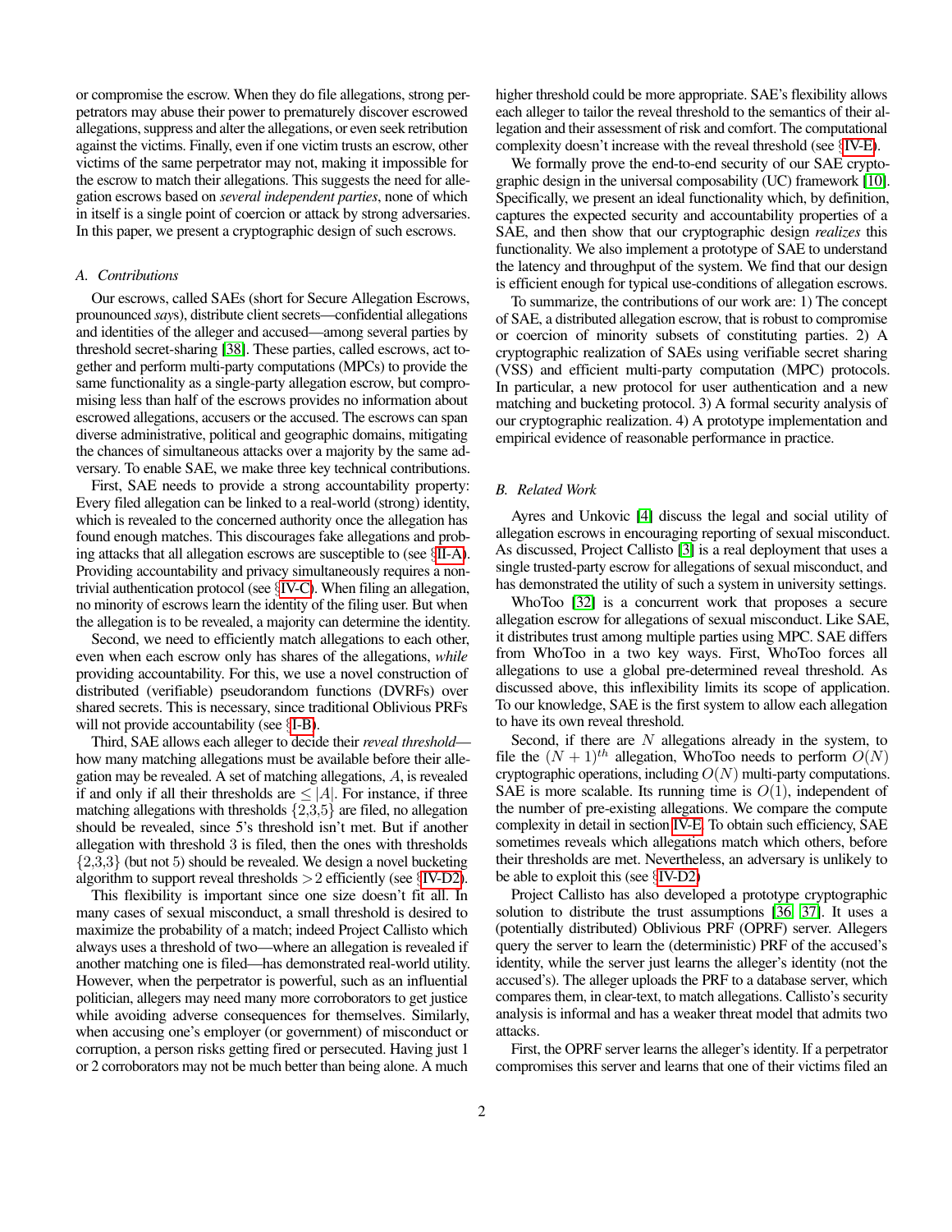or compromise the escrow. When they do file allegations, strong perpetrators may abuse their power to prematurely discover escrowed allegations, suppress and alter the allegations, or even seek retribution against the victims. Finally, even if one victim trusts an escrow, other victims of the same perpetrator may not, making it impossible for the escrow to match their allegations. This suggests the need for allegation escrows based on *several independent parties*, none of which in itself is a single point of coercion or attack by strong adversaries. In this paper, we present a cryptographic design of such escrows.

### A. Contributions

Our escrows, called SAEs (short for Secure Allegation Escrows, prounounced *says*), distribute client secrets—confidential allegations and identities of the alleger and accused—among several parties by threshold secret-sharing [38]. These parties, called escrows, act together and perform multi-party computations (MPCs) to provide the same functionality as a single-party allegation escrow, but compromising less than half of the escrows provides no information about escrowed allegations, accusers or the accused. The escrows can span diverse administrative, political and geographic domains, mitigating the chances of simultaneous attacks over a majority by the same adversary. To enable SAE, we make three key technical contributions.

First, SAE needs to provide a strong accountability property: Every filed allegation can be linked to a real-world (strong) identity, which is revealed to the concerned authority once the allegation has found enough matches. This discourages fake allegations and probing attacks that all allegation escrows are susceptible to (see §II-A). Providing accountability and privacy simultaneously requires a non-trivial authentication protocol (see §IV-C). When filing an allegation, no minority of escrows learn the identity of the filing user. But when the allegation is to be revealed, a majority can determine the identity.

Second, we need to efficiently match allegations to each other, even when each escrow only has shares of the allegations, *while* providing accountability. For this, we use a novel construction of distributed (verifiable) pseudorandom functions (DVRFs) over shared secrets. This is necessary, since traditional Oblivious PRFs will not provide accountability (see §I-B).

Third, SAE allows each alleger to decide their *reveal threshold*—how many matching allegations must be available before their allegation may be revealed. A set of matching allegations, $A$, is revealed if and only if all their thresholds are $\leq |A|$. For instance, if three matching allegations with thresholds $\{2,3,5\}$ are filed, no allegation should be revealed, since 5's threshold isn't met. But if another allegation with threshold 3 is filed, then the ones with thresholds $\{2,3,3\}$ (but not 5) should be revealed. We design a novel bucketing algorithm to support reveal thresholds $>2$ efficiently (see §IV-D2).

This flexibility is important since one size doesn't fit all. In many cases of sexual misconduct, a small threshold is desired to maximize the probability of a match; indeed Project Callisto which always uses a threshold of two—where an allegation is revealed if another matching one is filed—has demonstrated real-world utility. However, when the perpetrator is powerful, such as an influential politician, allegers may need many more corroborators to get justice while avoiding adverse consequences for themselves. Similarly, when accusing one's employer (or government) of misconduct or corruption, a person risks getting fired or persecuted. Having just 1 or 2 corroborators may not be much better than being alone. A much higher threshold could be more appropriate. SAE's flexibility allows each alleger to tailor the reveal threshold to the semantics of their allegation and their assessment of risk and comfort. The computational complexity doesn't increase with the reveal threshold (see §IV-E).

We formally prove the end-to-end security of our SAE cryptographic design in the universal composability (UC) framework [10]. Specifically, we present an ideal functionality which, by definition, captures the expected security and accountability properties of a SAE, and then show that our cryptographic design *realizes* this functionality. We also implement a prototype of SAE to understand the latency and throughput of the system. We find that our design is efficient enough for typical use-conditions of allegation escrows.

To summarize, the contributions of our work are: 1) The concept of SAE, a distributed allegation escrow, that is robust to compromise or coercion of minority subsets of constituting parties. 2) A cryptographic realization of SAEs using verifiable secret sharing (VSS) and efficient multi-party computation (MPC) protocols. In particular, a new protocol for user authentication and a new matching and bucketing protocol. 3) A formal security analysis of our cryptographic realization. 4) A prototype implementation and empirical evidence of reasonable performance in practice.

### B. Related Work

Ayres and Unkovic [4] discuss the legal and social utility of allegation escrows in encouraging reporting of sexual misconduct. As discussed, Project Callisto [3] is a real deployment that uses a single trusted-party escrow for allegations of sexual misconduct, and has demonstrated the utility of such a system in university settings.

WhoToo [32] is a concurrent work that proposes a secure allegation escrow for allegations of sexual misconduct. Like SAE, it distributes trust among multiple parties using MPC. SAE differs from WhoToo in a two key ways. First, WhoToo forces all allegations to use a global pre-determined reveal threshold. As discussed above, this inflexibility limits its scope of application. To our knowledge, SAE is the first system to allow each allegation to have its own reveal threshold.

Second, if there are $N$ allegations already in the system, to file the $(N+1)^{th}$ allegation, WhoToo needs to perform $O(N)$ cryptographic operations, including $O(N)$ multi-party computations. SAE is more scalable. Its running time is $O(1)$, independent of the number of pre-existing allegations. We compare the compute complexity in detail in section IV-E. To obtain such efficiency, SAE sometimes reveals which allegations match which others, before their thresholds are met. Nevertheless, an adversary is unlikely to be able to exploit this (see §IV-D2)

Project Callisto has also developed a prototype cryptographic solution to distribute the trust assumptions [36], [37]. It uses a (potentially distributed) Oblivious PRF (OPRF) server. Allegers query the server to learn the (deterministic) PRF of the accused's identity, while the server just learns the alleger's identity (not the accused's). The alleger uploads the PRF to a database server, which compares them, in clear-text, to match allegations. Callisto's security analysis is informal and has a weaker threat model that admits two attacks.

First, the OPRF server learns the alleger's identity. If a perpetrator compromises this server and learns that one of their victims filed an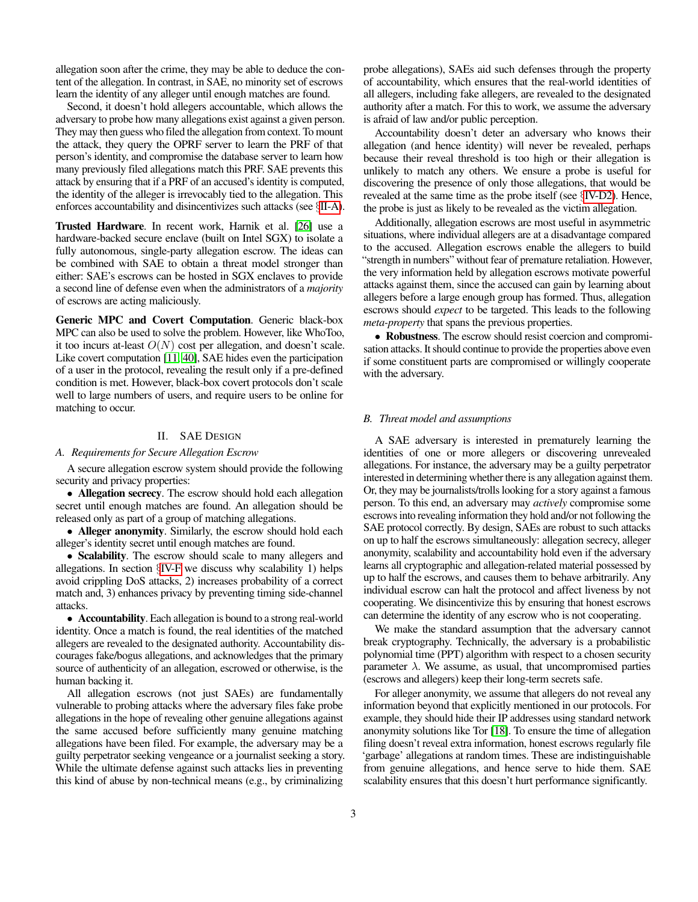allegation soon after the crime, they may be able to deduce the content of the allegation. In contrast, in SAE, no minority set of escrows learn the identity of any alleger until enough matches are found.

Second, it doesn't hold allegers accountable, which allows the adversary to probe how many allegations exist against a given person. They may then guess who filed the allegation from context. To mount the attack, they query the OPRF server to learn the PRF of that person's identity, and compromise the database server to learn how many previously filed allegations match this PRF. SAE prevents this attack by ensuring that if a PRF of an accused's identity is computed, the identity of the alleger is irrevocably tied to the allegation. This enforces accountability and disincentivizes such attacks (see §II-A).

**Trusted Hardware**. In recent work, Harnik et al. [26] use a hardware-backed secure enclave (built on Intel SGX) to isolate a fully autonomous, single-party allegation escrow. The ideas can be combined with SAE to obtain a threat model stronger than either: SAE's escrows can be hosted in SGX enclaves to provide a second line of defense even when the administrators of a *majority* of escrows are acting maliciously.

**Generic MPC and Covert Computation**. Generic black-box MPC can also be used to solve the problem. However, like WhoToo, it too incurs at-least $O(N)$ cost per allegation, and doesn't scale. Like covert computation [11, 40], SAE hides even the participation of a user in the protocol, revealing the result only if a pre-defined condition is met. However, black-box covert protocols don't scale well to large numbers of users, and require users to be online for matching to occur.

## II. SAE Design

### A. Requirements for Secure Allegation Escrow

A secure allegation escrow system should provide the following security and privacy properties:

- **Allegation secrecy**. The escrow should hold each allegation secret until enough matches are found. An allegation should be released only as part of a group of matching allegations.
- **Alleger anonymity**. Similarly, the escrow should hold each alleger's identity secret until enough matches are found.
- **Scalability**. The escrow should scale to many allegers and allegations. In section §IV-F we discuss why scalability 1) helps avoid crippling DoS attacks, 2) increases probability of a correct match and, 3) enhances privacy by preventing timing side-channel attacks.
- **Accountability**. Each allegation is bound to a strong real-world identity. Once a match is found, the real identities of the matched allegers are revealed to the designated authority. Accountability discourages fake/bogus allegations, and acknowledges that the primary source of authenticity of an allegation, escrowed or otherwise, is the human backing it.

All allegation escrows (not just SAEs) are fundamentally vulnerable to probing attacks where the adversary files fake probe allegations in the hope of revealing other genuine allegations against the same accused before sufficiently many genuine matching allegations have been filed. For example, the adversary may be a guilty perpetrator seeking vengeance or a journalist seeking a story. While the ultimate defense against such attacks lies in preventing this kind of abuse by non-technical means (e.g., by criminalizing probe allegations), SAEs aid such defenses through the property of accountability, which ensures that the real-world identities of all allegers, including fake allegers, are revealed to the designated authority after a match. For this to work, we assume the adversary is afraid of law and/or public perception.

Accountability doesn't deter an adversary who knows their allegation (and hence identity) will never be revealed, perhaps because their reveal threshold is too high or their allegation is unlikely to match any others. We ensure a probe is useful for discovering the presence of only those allegations, that would be revealed at the same time as the probe itself (see §IV-D2). Hence, the probe is just as likely to be revealed as the victim allegation.

Additionally, allegation escrows are most useful in asymmetric situations, where individual allegers are at a disadvantage compared to the accused. Allegation escrows enable the allegers to build "strength in numbers" without fear of premature retaliation. However, the very information held by allegation escrows motivate powerful attacks against them, since the accused can gain by learning about allegers before a large enough group has formed. Thus, allegation escrows should *expect* to be targeted. This leads to the following *meta-property* that spans the previous properties.

- **Robustness**. The escrow should resist coercion and compromisation attacks. It should continue to provide the properties above even if some constituent parts are compromised or willingly cooperate with the adversary.

### B. Threat model and assumptions

A SAE adversary is interested in prematurely learning the identities of one or more allegers or discovering unrevealed allegations. For instance, the adversary may be a guilty perpetrator interested in determining whether there is any allegation against them. Or, they may be journalists/trolls looking for a story against a famous person. To this end, an adversary may *actively* compromise some escrows into revealing information they hold and/or not following the SAE protocol correctly. By design, SAEs are robust to such attacks on up to half the escrows simultaneously: allegation secrecy, alleger anonymity, scalability and accountability hold even if the adversary learns all cryptographic and allegation-related material possessed by up to half the escrows, and causes them to behave arbitrarily. Any individual escrow can halt the protocol and affect liveness by not cooperating. We disincentivize this by ensuring that honest escrows can determine the identity of any escrow who is not cooperating.

We make the standard assumption that the adversary cannot break cryptography. Technically, the adversary is a probabilistic polynomial time (PPT) algorithm with respect to a chosen security parameter $\lambda$. We assume, as usual, that uncompromised parties (escrows and allegers) keep their long-term secrets safe.

For alleger anonymity, we assume that allegers do not reveal any information beyond that explicitly mentioned in our protocols. For example, they should hide their IP addresses using standard network anonymity solutions like Tor [18]. To ensure the time of allegation filing doesn't reveal extra information, honest escrows regularly file 'garbage' allegations at random times. These are indistinguishable from genuine allegations, and hence serve to hide them. SAE scalability ensures that this doesn't hurt performance significantly.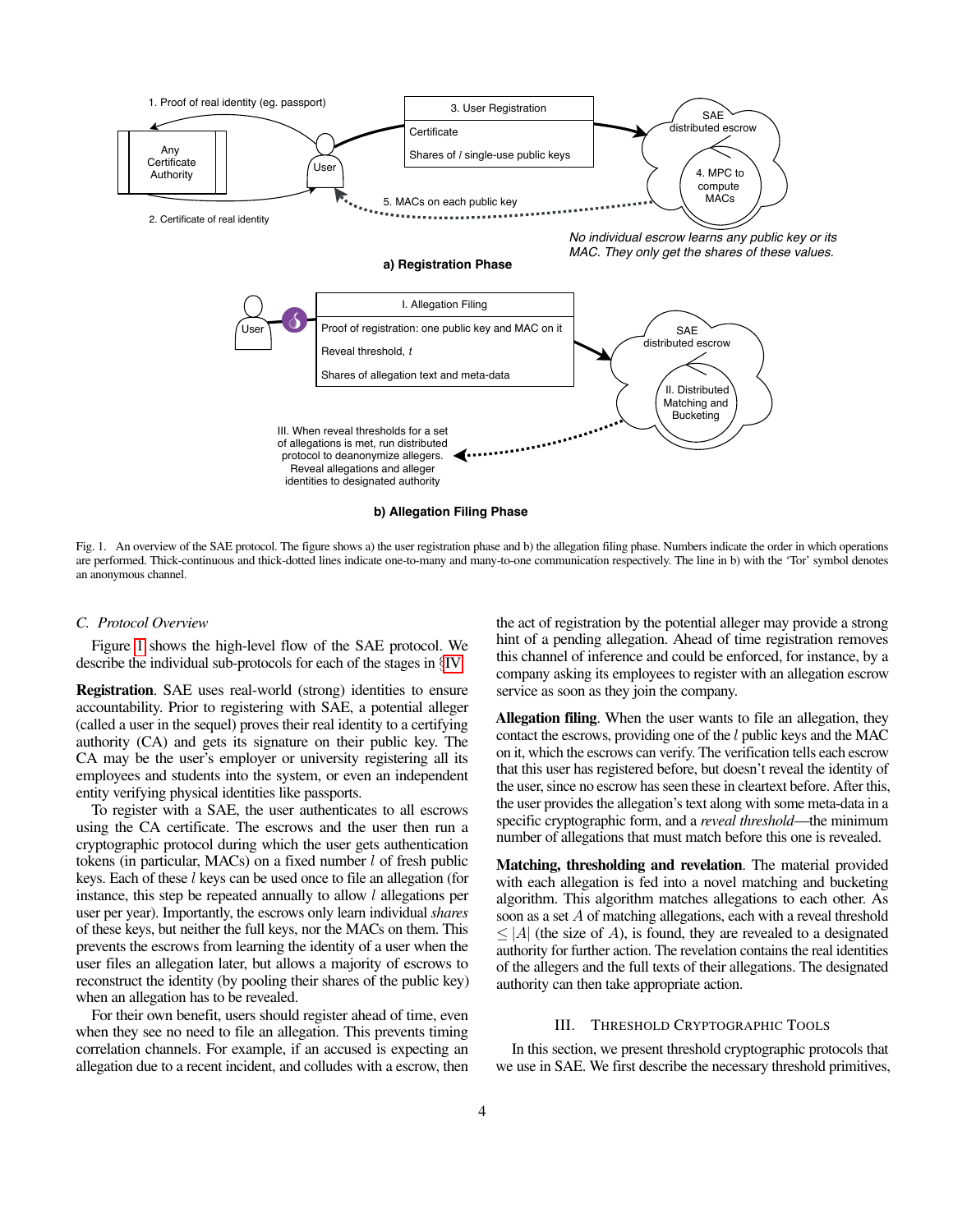Fig. 1. An overview of the SAE protocol. The figure shows a) the user registration phase and b) the allegation filing phase. Numbers indicate the order in which operations are performed. Thick-continuous and thick-dotted lines indicate one-to-many and many-to-one communication respectively. The line in b) with the 'Tor' symbol denotes an anonymous channel.

### C. Protocol Overview

Figure 1 shows the high-level flow of the SAE protocol. We describe the individual sub-protocols for each of the stages in §IV.

**Registration**. SAE uses real-world (strong) identities to ensure accountability. Prior to registering with SAE, a potential alleger (called a user in the sequel) proves their real identity to a certifying authority (CA) and gets its signature on their public key. The CA may be the user's employer or university registering all its employees and students into the system, or even an independent entity verifying physical identities like passports.

To register with a SAE, the user authenticates to all escrows using the CA certificate. The escrows and the user then run a cryptographic protocol during which the user gets authentication tokens (in particular, MACs) on a fixed number $l$ of fresh public keys. Each of these $l$ keys can be used once to file an allegation (for instance, this step be repeated annually to allow $l$ allegations per user per year). Importantly, the escrows only learn individual *shares* of these keys, but neither the full keys, nor the MACs on them. This prevents the escrows from learning the identity of a user when the user files an allegation later, but allows a majority of escrows to reconstruct the identity (by pooling their shares of the public key) when an allegation has to be revealed.

For their own benefit, users should register ahead of time, even when they see no need to file an allegation. This prevents timing correlation channels. For example, if an accused is expecting an allegation due to a recent incident, and colludes with a escrow, then the act of registration by the potential alleger may provide a strong hint of a pending allegation. Ahead of time registration removes this channel of inference and could be enforced, for instance, by a company asking its employees to register with an allegation escrow service as soon as they join the company.

**Allegation filing**. When the user wants to file an allegation, they contact the escrows, providing one of the $l$ public keys and the MAC on it, which the escrows can verify. The verification tells each escrow that this user has registered before, but doesn't reveal the identity of the user, since no escrow has seen these in cleartext before. After this, the user provides the allegation's text along with some meta-data in a specific cryptographic form, and a *reveal threshold*—the minimum number of allegations that must match before this one is revealed.

**Matching, thresholding and revelation**. The material provided with each allegation is fed into a novel matching and bucketing algorithm. This algorithm matches allegations to each other. As soon as a set $A$ of matching allegations, each with a reveal threshold $\leq |A|$ (the size of $A$), is found, they are revealed to a designated authority for further action. The revelation contains the real identities of the allegers and the full texts of their allegations. The designated authority can then take appropriate action.

## III. Threshold Cryptographic Tools

In this section, we present threshold cryptographic protocols that we use in SAE. We first describe the necessary threshold primitives,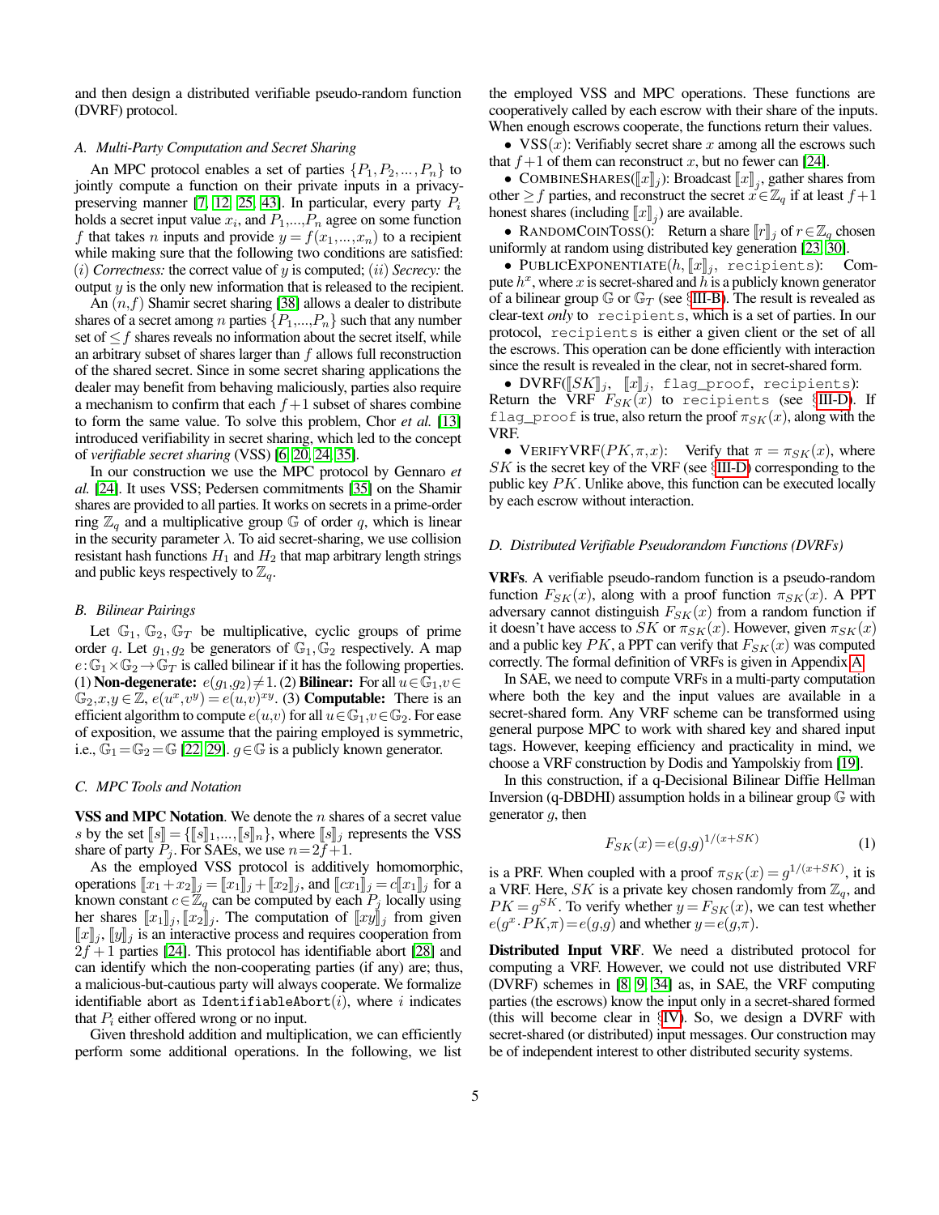and then design a distributed verifiable pseudo-random function (DVRF) protocol.

### A. Multi-Party Computation and Secret Sharing

An MPC protocol enables a set of parties $\{P_1, P_2, ..., P_n\}$ to jointly compute a function on their private inputs in a privacy-preserving manner [7, 12, 25, 43]. In particular, every party $P_i$ holds a secret input value $x_i$, and $P_1,...,P_n$ agree on some function $f$ that takes $n$ inputs and provide $y = f(x_1,...,x_n)$ to a recipient while making sure that the following two conditions are satisfied: $(i)$ *Correctness:* the correct value of $y$ is computed; $(ii)$ *Secrecy:* the output $y$ is the only new information that is released to the recipient.

An $(n,f)$ Shamir secret sharing [38] allows a dealer to distribute shares of a secret among $n$ parties $\{P_1,...,P_n\}$ such that any number set of $\leq f$ shares reveals no information about the secret itself, while an arbitrary subset of shares larger than $f$ allows full reconstruction of the shared secret. Since in some secret sharing applications the dealer may benefit from behaving maliciously, parties also require a mechanism to confirm that each $f+1$ subset of shares combine to form the same value. To solve this problem, Chor *et al.* [13] introduced verifiability in secret sharing, which led to the concept of *verifiable secret sharing* (VSS) [6, 20, 24, 35].

In our construction we use the MPC protocol by Gennaro *et al.* [24]. It uses VSS; Pedersen commitments [35] on the Shamir shares are provided to all parties. It works on secrets in a prime-order ring $\mathbb{Z}_q$ and a multiplicative group $\mathbb{G}$ of order $q$, which is linear in the security parameter $\lambda$. To aid secret-sharing, we use collision resistant hash functions $H_1$ and $H_2$ that map arbitrary length strings and public keys respectively to $\mathbb{Z}_q$.

### B. Bilinear Pairings

Let $\mathbb{G}_1$, $\mathbb{G}_2$, $\mathbb{G}_T$ be multiplicative, cyclic groups of prime order $q$. Let $g_1, g_2$ be generators of $\mathbb{G}_1, \mathbb{G}_2$ respectively. A map $e: \mathbb{G}_1 \times \mathbb{G}_2 \rightarrow \mathbb{G}_T$ is called bilinear if it has the following properties. (1) **Non-degenerate:** $e(g_1,g_2) \neq 1$. (2) **Bilinear:** For all $u \in \mathbb{G}_1, v \in \mathbb{G}_2, x, y \in \mathbb{Z}$, $e(u^x, v^y) = e(u,v)^{xy}$. (3) **Computable:** There is an efficient algorithm to compute $e(u,v)$ for all $u \in \mathbb{G}_1, v \in \mathbb{G}_2$. For ease of exposition, we assume that the pairing employed is symmetric, i.e., $\mathbb{G}_1 = \mathbb{G}_2 = \mathbb{G}$ [22, 29]. $g \in \mathbb{G}$ is a publicly known generator.

### C. MPC Tools and Notation

**VSS and MPC Notation**. We denote the $n$ shares of a secret value $s$ by the set $[\![s]\!] = \{[\![s]\!]_1, ..., [\![s]\!]_n\}$, where $[\![s]\!]_j$ represents the VSS share of party $P_j$. For SAEs, we use $n = 2f+1$.

As the employed VSS protocol is additively homomorphic, operations $[\![x_1 + x_2]\!]_j = [\![x_1]\!]_j + [\![x_2]\!]_j$, and $[\![cx_1]\!]_j = c[\![x_1]\!]_j$ for a known constant $c \in \mathbb{Z}_q$ can be computed by each $P_j$ locally using her shares $[\![x_1]\!]_j, [\![x_2]\!]_j$. The computation of $[\![xy]\!]_j$ from given $[\![x]\!]_j$, $[\![y]\!]_j$ is an interactive process and requires cooperation from $2f+1$ parties [24]. This protocol has identifiable abort [28] and can identify which the non-cooperating parties (if any) are; thus, a malicious-but-cautious party will always cooperate. We formalize identifiable abort as IdentifiableAbort($i$), where $i$ indicates that $P_i$ either offered wrong or no input.

Given threshold addition and multiplication, we can efficiently perform some additional operations. In the following, we list the employed VSS and MPC operations. These functions are cooperatively called by each escrow with their share of the inputs. When enough escrows cooperate, the functions return their values.

- VSS($x$): Verifiably secret share $x$ among all the escrows such that $f+1$ of them can reconstruct $x$, but no fewer can [24].
- CombineShares($[\![x]\!]_j$): Broadcast $[\![x]\!]_j$, gather shares from other $\geq f$ parties, and reconstruct the secret $x \in \mathbb{Z}_q$ if at least $f+1$ honest shares (including $[\![x]\!]_j$) are available.
- RandomCoinToss(): Return a share $[\![r]\!]_j$ of $r \in \mathbb{Z}_q$ chosen uniformly at random using distributed key generation [23, 30].
- PublicExponentiate($h$, $[\![x]\!]_j$, `recipients`): Compute $h^x$, where $x$ is secret-shared and $h$ is a publicly known generator of a bilinear group $\mathbb{G}$ or $\mathbb{G}_T$ (see §III-B). The result is revealed as clear-text *only* to `recipients`, which is a set of parties. In our protocol, `recipients` is either a given client or the set of all the escrows. This operation can be done efficiently with interaction since the result is revealed in the clear, not in secret-shared form.
- DVRF($[\![SK]\!]_j$, $[\![x]\!]_j$, `flag_proof`, `recipients`): Return the VRF $F_{SK}(x)$ to `recipients` (see §III-D). If `flag_proof` is true, also return the proof $\pi_{SK}(x)$, along with the VRF.
- VerifyVRF($PK, \pi, x$): Verify that $\pi = \pi_{SK}(x)$, where $SK$ is the secret key of the VRF (see §III-D) corresponding to the public key $PK$. Unlike above, this function can be executed locally by each escrow without interaction.

### D. Distributed Verifiable Pseudorandom Functions (DVRFs)

**VRFs**. A verifiable pseudo-random function is a pseudo-random function $F_{SK}(x)$, along with a proof function $\pi_{SK}(x)$. A PPT adversary cannot distinguish $F_{SK}(x)$ from a random function if it doesn't have access to $SK$ or $\pi_{SK}(x)$. However, given $\pi_{SK}(x)$ and a public key $PK$, a PPT can verify that $F_{SK}(x)$ was computed correctly. The formal definition of VRFs is given in Appendix A.

In SAE, we need to compute VRFs in a multi-party computation where both the key and the input values are available in a secret-shared form. Any VRF scheme can be transformed using general purpose MPC to work with shared key and shared input tags. However, keeping efficiency and practicality in mind, we choose a VRF construction by Dodis and Yampolskiy from [19].

In this construction, if a q-Decisional Bilinear Diffie Hellman Inversion (q-DBDHI) assumption holds in a bilinear group $\mathbb{G}$ with generator $g$, then

$$F_{SK}(x) = e(g,g)^{1/(x+SK)} \tag{1}$$

is a PRF. When coupled with a proof $\pi_{SK}(x) = g^{1/(x+SK)}$, it is a VRF. Here, $SK$ is a private key chosen randomly from $\mathbb{Z}_q$, and $PK = g^{SK}$. To verify whether $y = F_{SK}(x)$, we can test whether $e(g^x \cdot PK, \pi) = e(g,g)$ and whether $y = e(g,\pi)$.

**Distributed Input VRF**. We need a distributed protocol for computing a VRF. However, we could not use distributed VRF (DVRF) schemes in [8, 9, 34] as, in SAE, the VRF computing parties (the escrows) know the input only in a secret-shared formed (this will become clear in §IV). So, we design a DVRF with secret-shared (or distributed) input messages. Our construction may be of independent interest to other distributed security systems.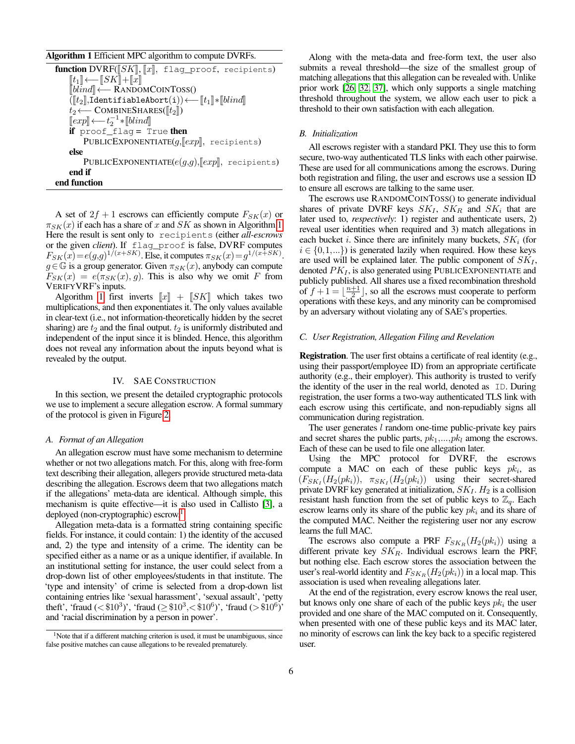**Algorithm 1** Efficient MPC algorithm to compute DVRFs.

```
function DVRF([[SK]], [[x]], flag_proof, recipients)
    [[t_1]] ⟵ [[SK]] + [[x]]
    [[blind]] ⟵ RandomCoinToss()
    ([[t_2]], IdentifiableAbort(i)) ⟵ [[t_1]] * [[blind]]
    t_2 ⟵ CombineShares([[t_2]])
    [[exp]] ⟵ t_2^{-1} * [[blind]]
    if proof_flag = True then
        PublicExponentiate(g, [[exp]], recipients)
    else
        PublicExponentiate(e(g,g), [[exp]], recipients)
    end if
end function
```

A set of $2f+1$ escrows can efficiently compute $F_{SK}(x)$ or $\pi_{SK}(x)$ if each has a share of $x$ and $SK$ as shown in Algorithm 1. Here the result is sent only to `recipients` (either *all-escrows* or the given *client*). If `flag_proof` is false, DVRF computes $F_{SK}(x) = e(g,g)^{1/(x+SK)}$. Else, it computes $\pi_{SK}(x) = g^{1/(x+SK)}$. $g \in \mathbb{G}$ is a group generator. Given $\pi_{SK}(x)$, anybody can compute $F_{SK}(x) = e(\pi_{SK}(x), g)$. This is also why we omit $F$ from VerifyVRF's inputs.

Algorithm 1 first inverts $[\![x]\!] + [\![SK]\!]$ which takes two multiplications, and then exponentiates it. The only values available in clear-text (i.e., not information-theoretically hidden by the secret sharing) are $t_2$ and the final output. $t_2$ is uniformly distributed and independent of the input since it is blinded. Hence, this algorithm does not reveal any information about the inputs beyond what is revealed by the output.

## IV. SAE Construction

In this section, we present the detailed cryptographic protocols we use to implement a secure allegation escrow. A formal summary of the protocol is given in Figure 2.

### A. Format of an Allegation

An allegation escrow must have some mechanism to determine whether or not two allegations match. For this, along with free-form text describing their allegation, allegers provide structured meta-data describing the allegation. Escrows deem that two allegations match if the allegations' meta-data are identical. Although simple, this mechanism is quite effective—it is also used in Callisto [3], a deployed (non-cryptographic) escrow.[1]

Allegation meta-data is a formatted string containing specific fields. For instance, it could contain: 1) the identity of the accused and, 2) the type and intensity of a crime. The identity can be specified either as a name or as a unique identifier, if available. In an institutional setting for instance, the user could select from a drop-down list of other employees/students in that institute. The 'type and intensity' of crime is selected from a drop-down list containing entries like 'sexual harassment', 'sexual assault', 'petty theft', 'fraud ($<\$10^3$)', 'fraud ($\geq \$10^3, < \$10^6$)', 'fraud ($> \$10^6$)' and 'racial discrimination by a person in power'.

[1] Note that if a different matching criterion is used, it must be unambiguous, since false positive matches can cause allegations to be revealed prematurely.

Along with the meta-data and free-form text, the user also submits a reveal threshold—the size of the smallest group of matching allegations that this allegation can be revealed with. Unlike prior work [26, 32, 37], which only supports a single matching threshold throughout the system, we allow each user to pick a threshold to their own satisfaction with each allegation.

### B. Initialization

All escrows register with a standard PKI. They use this to form secure, two-way authenticated TLS links with each other pairwise. These are used for all communications among the escrows. During both registration and filing, the user and escrows use a session ID to ensure all escrows are talking to the same user.

The escrows use RandomCoinToss() to generate individual shares of private DVRF keys $SK_I$, $SK_R$ and $SK_i$ that are later used to, *respectively*: 1) register and authenticate users, 2) reveal user identities when required and 3) match allegations in each bucket $i$. Since there are infinitely many buckets, $SK_i$ (for $i \in \{0,1,\ldots\}$) is generated lazily when required. How these keys are used will be explained later. The public component of $SK_I$, denoted $PK_I$, is also generated using PublicExponentiate and publicly published. All shares use a fixed recombination threshold of $f+1 = \lfloor \frac{n+1}{2} \rfloor$, so all the escrows must cooperate to perform operations with these keys, and any minority can be compromised by an adversary without violating any of SAE's properties.

### C. User Registration, Allegation Filing and Revelation

**Registration**. The user first obtains a certificate of real identity (e.g., using their passport/employee ID) from an appropriate certificate authority (e.g., their employer). This authority is trusted to verify the identity of the user in the real world, denoted as `ID`. During registration, the user forms a two-way authenticated TLS link with each escrow using this certificate, and non-repudiably signs all communication during registration.

The user generates $l$ random one-time public-private key pairs and secret shares the public parts, $pk_1, \ldots, pk_l$ among the escrows. Each of these can be used to file one allegation later.

Using the MPC protocol for DVRF, the escrows compute a MAC on each of these public keys $pk_i$, as $(F_{SK_I}(H_2(pk_i)),\ \pi_{SK_I}(H_2(pk_i)))$ using their secret-shared private DVRF key generated at initialization, $SK_I$. $H_2$ is a collision resistant hash function from the set of public keys to $\mathbb{Z}_q$. Each escrow learns only its share of the public key $pk_i$ and its share of the computed MAC. Neither the registering user nor any escrow learns the full MAC.

The escrows also compute a PRF $F_{SK_R}(H_2(pk_i))$ using a different private key $SK_R$. Individual escrows learn the PRF, but nothing else. Each escrow stores the association between the user's real-world identity and $F_{SK_R}(H_2(pk_i))$ in a local map. This association is used when revealing allegations later.

At the end of the registration, every escrow knows the real user, but knows only one share of each of the public keys $pk_i$ the user provided and one share of the MAC computed on it. Consequently, when presented with one of these public keys and its MAC later, no minority of escrows can link the key back to a specific registered user.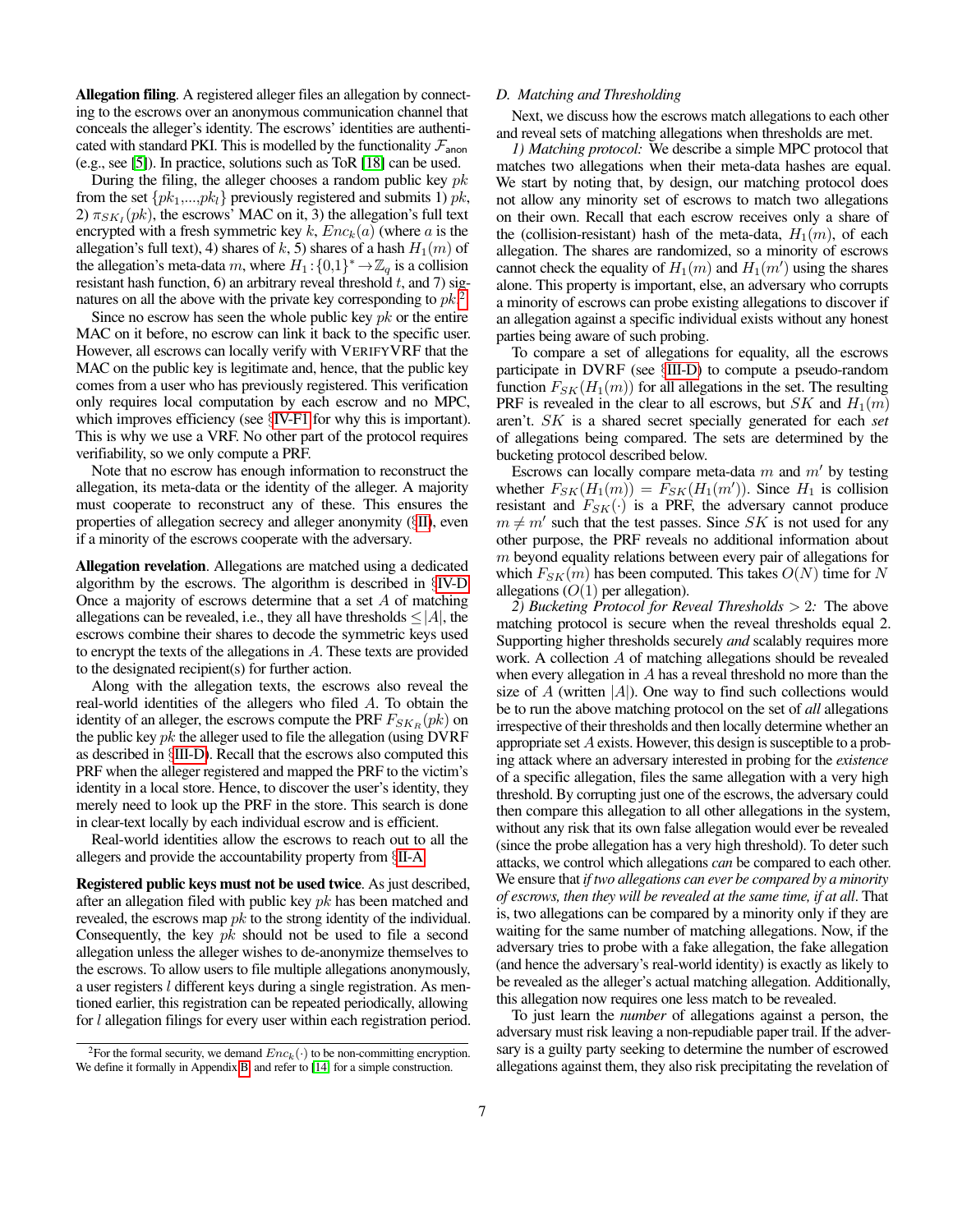**Allegation filing**. A registered alleger files an allegation by connecting to the escrows over an anonymous communication channel that conceals the alleger's identity. The escrows' identities are authenticated with standard PKI. This is modelled by the functionality $\mathcal{F}_{\mathsf{anon}}$ (e.g., see [5]). In practice, solutions such as ToR [18] can be used.

During the filing, the alleger chooses a random public key $pk$ from the set $\{pk_1,...,pk_l\}$ previously registered and submits 1) $pk$, 2) $\pi_{SK_I}(pk)$, the escrows' MAC on it, 3) the allegation's full text encrypted with a fresh symmetric key $k$, $Enc_k(a)$ (where $a$ is the allegation's full text), 4) shares of $k$, 5) shares of a hash $H_1(m)$ of the allegation's meta-data $m$, where $H_1:\{0,1\}^* \to \mathbb{Z}_q$ is a collision resistant hash function, 6) an arbitrary reveal threshold $t$, and 7) signatures on all the above with the private key corresponding to $pk$.[2]

Since no escrow has seen the whole public key $pk$ or the entire MAC on it before, no escrow can link it back to the specific user. However, all escrows can locally verify with VERIFYVRF that the MAC on the public key is legitimate and, hence, that the public key comes from a user who has previously registered. This verification only requires local computation by each escrow and no MPC, which improves efficiency (see §IV-F1 for why this is important). This is why we use a VRF. No other part of the protocol requires verifiability, so we only compute a PRF.

Note that no escrow has enough information to reconstruct the allegation, its meta-data or the identity of the alleger. A majority must cooperate to reconstruct any of these. This ensures the properties of allegation secrecy and alleger anonymity (§II), even if a minority of the escrows cooperate with the adversary.

**Allegation revelation**. Allegations are matched using a dedicated algorithm by the escrows. The algorithm is described in §IV-D. Once a majority of escrows determine that a set $A$ of matching allegations can be revealed, i.e., they all have thresholds $\leq |A|$, the escrows combine their shares to decode the symmetric keys used to encrypt the texts of the allegations in $A$. These texts are provided to the designated recipient(s) for further action.

Along with the allegation texts, the escrows also reveal the real-world identities of the allegers who filed $A$. To obtain the identity of an alleger, the escrows compute the PRF $F_{SK_R}(pk)$ on the public key $pk$ the alleger used to file the allegation (using DVRF as described in §III-D). Recall that the escrows also computed this PRF when the alleger registered and mapped the PRF to the victim's identity in a local store. Hence, to discover the user's identity, they merely need to look up the PRF in the store. This search is done in clear-text locally by each individual escrow and is efficient.

Real-world identities allow the escrows to reach out to all the allegers and provide the accountability property from §II-A.

**Registered public keys must not be used twice**. As just described, after an allegation filed with public key $pk$ has been matched and revealed, the escrows map $pk$ to the strong identity of the individual. Consequently, the key $pk$ should not be used to file a second allegation unless the alleger wishes to de-anonymize themselves to the escrows. To allow users to file multiple allegations anonymously, a user registers $l$ different keys during a single registration. As mentioned earlier, this registration can be repeated periodically, allowing for $l$ allegation filings for every user within each registration period.

[2]For the formal security, we demand $Enc_k(\cdot)$ to be non-committing encryption. We define it formally in Appendix B, and refer to [14] for a simple construction.

### D. Matching and Thresholding

Next, we discuss how the escrows match allegations to each other and reveal sets of matching allegations when thresholds are met.

*1) Matching protocol:* We describe a simple MPC protocol that matches two allegations when their meta-data hashes are equal. We start by noting that, by design, our matching protocol does not allow any minority set of escrows to match two allegations on their own. Recall that each escrow receives only a share of the (collision-resistant) hash of the meta-data, $H_1(m)$, of each allegation. The shares are randomized, so a minority of escrows cannot check the equality of $H_1(m)$ and $H_1(m')$ using the shares alone. This property is important, else, an adversary who corrupts a minority of escrows can probe existing allegations to discover if an allegation against a specific individual exists without any honest parties being aware of such probing.

To compare a set of allegations for equality, all the escrows participate in DVRF (see §III-D) to compute a pseudo-random function $F_{SK}(H_1(m))$ for all allegations in the set. The resulting PRF is revealed in the clear to all escrows, but $SK$ and $H_1(m)$ aren't. $SK$ is a shared secret specially generated for each *set* of allegations being compared. The sets are determined by the bucketing protocol described below.

Escrows can locally compare meta-data $m$ and $m'$ by testing whether $F_{SK}(H_1(m)) = F_{SK}(H_1(m'))$. Since $H_1$ is collision resistant and $F_{SK}(\cdot)$ is a PRF, the adversary cannot produce $m \neq m'$ such that the test passes. Since $SK$ is not used for any other purpose, the PRF reveals no additional information about $m$ beyond equality relations between every pair of allegations for which $F_{SK}(m)$ has been computed. This takes $O(N)$ time for $N$ allegations ($O(1)$ per allegation).

*2) Bucketing Protocol for Reveal Thresholds $> 2$:* The above matching protocol is secure when the reveal thresholds equal 2. Supporting higher thresholds securely *and* scalably requires more work. A collection $A$ of matching allegations should be revealed when every allegation in $A$ has a reveal threshold no more than the size of $A$ (written $|A|$). One way to find such collections would be to run the above matching protocol on the set of *all* allegations irrespective of their thresholds and then locally determine whether an appropriate set $A$ exists. However, this design is susceptible to a probing attack where an adversary interested in probing for the *existence* of a specific allegation, files the same allegation with a very high threshold. By corrupting just one of the escrows, the adversary could then compare this allegation to all other allegations in the system, without any risk that its own false allegation would ever be revealed (since the probe allegation has a very high threshold). To deter such attacks, we control which allegations *can* be compared to each other. We ensure that *if two allegations can ever be compared by a minority of escrows, then they will be revealed at the same time, if at all*. That is, two allegations can be compared by a minority only if they are waiting for the same number of matching allegations. Now, if the adversary tries to probe with a fake allegation, the fake allegation (and hence the adversary's real-world identity) is exactly as likely to be revealed as the alleger's actual matching allegation. Additionally, this allegation now requires one less match to be revealed.

To just learn the *number* of allegations against a person, the adversary must risk leaving a non-repudiable paper trail. If the adversary is a guilty party seeking to determine the number of escrowed allegations against them, they also risk precipitating the revelation of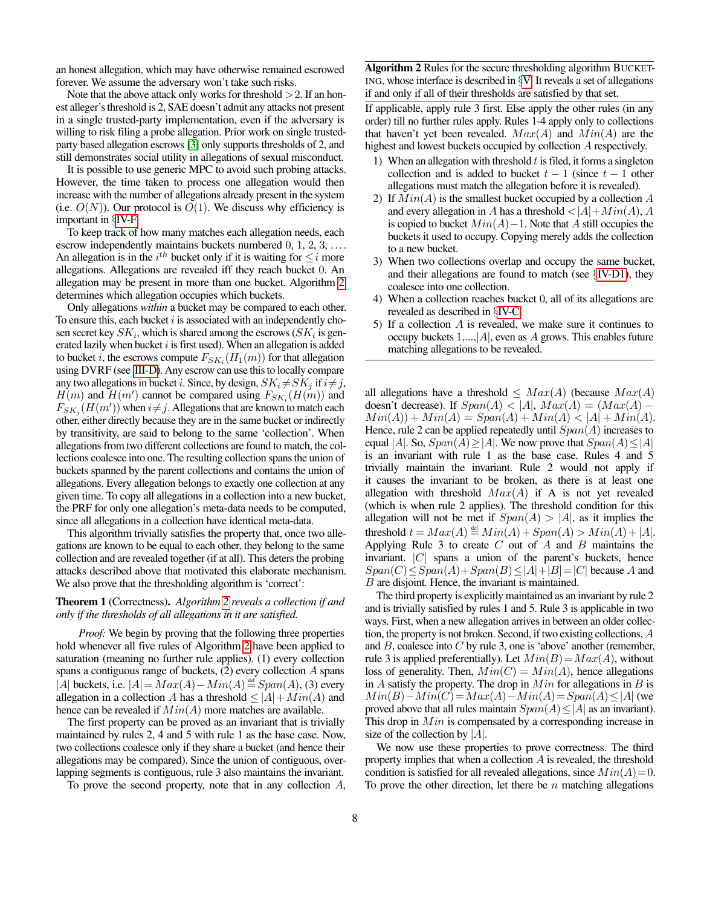an honest allegation, which may have otherwise remained escrowed forever. We assume the adversary won't take such risks.

Note that the above attack only works for threshold $>2$. If an honest alleger's threshold is 2, SAE doesn't admit any attacks not present in a single trusted-party implementation, even if the adversary is willing to risk filing a probe allegation. Prior work on single trusted-party based allegation escrows [3] only supports thresholds of 2, and still demonstrates social utility in allegations of sexual misconduct.

It is possible to use generic MPC to avoid such probing attacks. However, the time taken to process one allegation would then increase with the number of allegations already present in the system (i.e. $O(N)$). Our protocol is $O(1)$. We discuss why efficiency is important in §IV-F.

To keep track of how many matches each allegation needs, each escrow independently maintains buckets numbered $0, 1, 2, 3, \ldots$. An allegation is in the $i^{th}$ bucket only if it is waiting for $\leq i$ more allegations. Allegations are revealed iff they reach bucket 0. An allegation may be present in more than one bucket. Algorithm 2 determines which allegation occupies which buckets.

Only allegations *within* a bucket may be compared to each other. To ensure this, each bucket $i$ is associated with an independently chosen secret key $SK_i$, which is shared among the escrows ($SK_i$ is generated lazily when bucket $i$ is first used). When an allegation is added to bucket $i$, the escrows compute $F_{SK_i}(H_1(m))$ for that allegation using DVRF (see III-D). Any escrow can use this to locally compare any two allegations in bucket $i$. Since, by design, $SK_i \neq SK_j$ if $i \neq j$, $H(m)$ and $H(m')$ cannot be compared using $F_{SK_i}(H(m))$ and $F_{SK_j}(H(m'))$ when $i \neq j$. Allegations that are known to match each other, either directly because they are in the same bucket or indirectly by transitivity, are said to belong to the same 'collection'. When allegations from two different collections are found to match, the collections coalesce into one. The resulting collection spans the union of buckets spanned by the parent collections and contains the union of allegations. Every allegation belongs to exactly one collection at any given time. To copy all allegations in a collection into a new bucket, the PRF for only one allegation's meta-data needs to be computed, since all allegations in a collection have identical meta-data.

This algorithm trivially satisfies the property that, once two allegations are known to be equal to each other, they belong to the same collection and are revealed together (if at all). This deters the probing attacks described above that motivated this elaborate mechanism. We also prove that the thresholding algorithm is 'correct':

**Theorem 1** (Correctness)**.** *Algorithm 2 reveals a collection if and only if the thresholds of all allegations in it are satisfied.*

*Proof:* We begin by proving that the following three properties hold whenever all five rules of Algorithm 2 have been applied to saturation (meaning no further rule applies). (1) every collection spans a contiguous range of buckets, (2) every collection $A$ spans $|A|$ buckets, i.e. $|A| = Max(A) - Min(A) \stackrel{\text{def}}{=} Span(A)$, (3) every allegation in a collection $A$ has a threshold $\leq |A| + Min(A)$ and hence can be revealed if $Min(A)$ more matches are available.

The first property can be proved as an invariant that is trivially maintained by rules 2, 4 and 5 with rule 1 as the base case. Now, two collections coalesce only if they share a bucket (and hence their allegations may be compared). Since the union of contiguous, overlapping segments is contiguous, rule 3 also maintains the invariant.

To prove the second property, note that in any collection $A$, all allegations have a threshold $\leq Max(A)$ (because $Max(A)$ doesn't decrease). If $Span(A) < |A|$, $Max(A) = (Max(A) - Min(A)) + Min(A) = Span(A) + Min(A) < |A| + Min(A)$. Hence, rule 2 can be applied repeatedly until $Span(A)$ increases to equal $|A|$. So, $Span(A) \geq |A|$. We now prove that $Span(A) \leq |A|$ is an invariant with rule 1 as the base case. Rules 4 and 5 trivially maintain the invariant. Rule 2 would not apply if it causes the invariant to be broken, as there is at least one allegation with threshold $Max(A)$ if A is not yet revealed (which is when rule 2 applies). The threshold condition for this allegation will not be met if $Span(A) > |A|$, as it implies the threshold $t = Max(A) \stackrel{\text{def}}{=} Min(A) + Span(A) > Min(A) + |A|$. Applying Rule 3 to create $C$ out of $A$ and $B$ maintains the invariant. $|C|$ spans a union of the parent's buckets, hence $Span(C) \leq Span(A) + Span(B) \leq |A| + |B| = |C|$ because $A$ and $B$ are disjoint. Hence, the invariant is maintained.

The third property is explicitly maintained as an invariant by rule 2 and is trivially satisfied by rules 1 and 5. Rule 3 is applicable in two ways. First, when a new allegation arrives in between an older collection, the property is not broken. Second, if two existing collections, $A$ and $B$, coalesce into $C$ by rule 3, one is 'above' another (remember, rule 3 is applied preferentially). Let $Min(B) = Max(A)$, without loss of generality. Then, $Min(C) = Min(A)$, hence allegations in $A$ satisfy the property. The drop in $Min$ for allegations in $B$ is $Min(B) - Min(C) = Max(A) - Min(A) = Span(A) \leq |A|$ (we proved above that all rules maintain $Span(A) \leq |A|$ as an invariant). This drop in $Min$ is compensated by a corresponding increase in size of the collection by $|A|$.

We now use these properties to prove correctness. The third property implies that when a collection $A$ is revealed, the threshold condition is satisfied for all revealed allegations, since $Min(A) = 0$. To prove the other direction, let there be $n$ matching allegations

---

**Algorithm 2** Rules for the secure thresholding algorithm BUCKETING, whose interface is described in §V. It reveals a set of allegations if and only if all of their thresholds are satisfied by that set.

If applicable, apply rule 3 first. Else apply the other rules (in any order) till no further rules apply. Rules 1-4 apply only to collections that haven't yet been revealed. $Max(A)$ and $Min(A)$ are the highest and lowest buckets occupied by collection $A$ respectively.

1) When an allegation with threshold $t$ is filed, it forms a singleton collection and is added to bucket $t-1$ (since $t-1$ other allegations must match the allegation before it is revealed).
2) If $Min(A)$ is the smallest bucket occupied by a collection $A$ and every allegation in $A$ has a threshold $< |A| + Min(A)$, $A$ is copied to bucket $Min(A) - 1$. Note that $A$ still occupies the buckets it used to occupy. Copying merely adds the collection to a new bucket.
3) When two collections overlap and occupy the same bucket, and their allegations are found to match (see §IV-D1), they coalesce into one collection.
4) When a collection reaches bucket 0, all of its allegations are revealed as described in §IV-C.
5) If a collection $A$ is revealed, we make sure it continues to occupy buckets $1, \ldots, |A|$, even as $A$ grows. This enables future matching allegations to be revealed.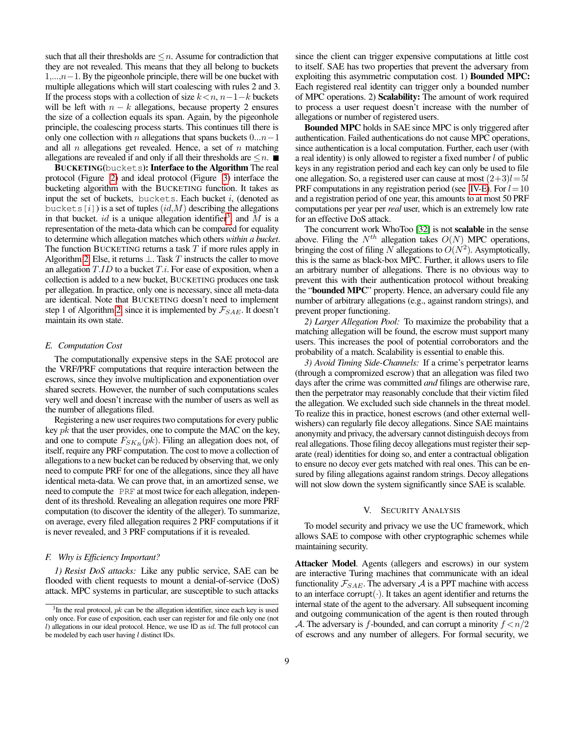such that all their thresholds are $\leq n$. Assume for contradiction that they are not revealed. This means that they all belong to buckets $1,...,n-1$. By the pigeonhole principle, there will be one bucket with multiple allegations which will start coalescing with rules 2 and 3. If the process stops with a collection of size $k<n$, $n-1-k$ buckets will be left with $n-k$ allegations, because property 2 ensures the size of a collection equals its span. Again, by the pigeonhole principle, the coalescing process starts. This continues till there is only one collection with $n$ allegations that spans buckets $0...n-1$ and all $n$ allegations get revealed. Hence, a set of $n$ matching allegations are revealed if and only if all their thresholds are $\leq n$. ■

**BUCKETING(`buckets`): Interface to the Algorithm** The real protocol (Figure 2) and ideal protocol (Figure 3) interface the bucketing algorithm with the BUCKETING function. It takes as input the set of buckets, `buckets`. Each bucket $i$, (denoted as `buckets[i]`) is a set of tuples $(id, M)$ describing the allegations in that bucket. $id$ is a unique allegation identifier[3] and $M$ is a representation of the meta-data which can be compared for equality to determine which allegation matches which others *within a bucket*. The function BUCKETING returns a task $T$ if more rules apply in Algorithm 2. Else, it returns $\perp$. Task $T$ instructs the caller to move an allegation $T.ID$ to a bucket $T.i$. For ease of exposition, when a collection is added to a new bucket, BUCKETING produces one task per allegation. In practice, only one is necessary, since all meta-data are identical. Note that BUCKETING doesn't need to implement step 1 of Algorithm 2 since it is implemented by $\mathcal{F}_{SAE}$. It doesn't maintain its own state.

### E. Computation Cost

The computationally expensive steps in the SAE protocol are the VRF/PRF computations that require interaction between the escrows, since they involve multiplication and exponentiation over shared secrets. However, the number of such computations scales very well and doesn't increase with the number of users as well as the number of allegations filed.

Registering a new user requires two computations for every public key $pk$ that the user provides, one to compute the MAC on the key, and one to compute $F_{SK_R}(pk)$. Filing an allegation does not, of itself, require any PRF computation. The cost to move a collection of allegations to a new bucket can be reduced by observing that, we only need to compute PRF for one of the allegations, since they all have identical meta-data. We can prove that, in an amortized sense, we need to compute the `PRF` at most twice for each allegation, independent of its threshold. Revealing an allegation requires one more PRF computation (to discover the identity of the alleger). To summarize, on average, every filed allegation requires 2 PRF computations if it is never revealed, and 3 PRF computations if it is revealed.

### F. Why is Efficiency Important?

*1) Resist DoS attacks:* Like any public service, SAE can be flooded with client requests to mount a denial-of-service (DoS) attack. MPC systems in particular, are susceptible to such attacks since the client can trigger expensive computations at little cost to itself. SAE has two properties that prevent the adversary from exploiting this asymmetric computation cost. 1) **Bounded MPC:** Each registered real identity can trigger only a bounded number of MPC operations. 2) **Scalability:** The amount of work required to process a user request doesn't increase with the number of allegations or number of registered users.

**Bounded MPC** holds in SAE since MPC is only triggered after authentication. Failed authentications do not cause MPC operations, since authentication is a local computation. Further, each user (with a real identity) is only allowed to register a fixed number $l$ of public keys in any registration period and each key can only be used to file one allegation. So, a registered user can cause at most $(2+3)l=5l$ PRF computations in any registration period (see IV-E). For $l=10$ and a registration period of one year, this amounts to at most 50 PRF computations per year per *real* user, which is an extremely low rate for an effective DoS attack.

The concurrent work WhoToo [32] is not **scalable** in the sense above. Filing the $N^{th}$ allegation takes $O(N)$ MPC operations, bringing the cost of filing $N$ allegations to $O(N^2)$. Asymptotically, this is the same as black-box MPC. Further, it allows users to file an arbitrary number of allegations. There is no obvious way to prevent this with their authentication protocol without breaking the "**bounded MPC**" property. Hence, an adversary could file any number of arbitrary allegations (e.g., against random strings), and prevent proper functioning.

*2) Larger Allegation Pool:* To maximize the probability that a matching allegation will be found, the escrow must support many users. This increases the pool of potential corroborators and the probability of a match. Scalability is essential to enable this.

*3) Avoid Timing Side-Channels:* If a crime's perpetrator learns (through a compromized escrow) that an allegation was filed two days after the crime was committed *and* filings are otherwise rare, then the perpetrator may reasonably conclude that their victim filed the allegation. We excluded such side channels in the threat model. To realize this in practice, honest escrows (and other external well-wishers) can regularly file decoy allegations. Since SAE maintains anonymity and privacy, the adversary cannot distinguish decoys from real allegations. Those filing decoy allegations must register their separate (real) identities for doing so, and enter a contractual obligation to ensure no decoy ever gets matched with real ones. This can be ensured by filing allegations against random strings. Decoy allegations will not slow down the system significantly since SAE is scalable.

## V. Security Analysis

To model security and privacy we use the UC framework, which allows SAE to compose with other cryptographic schemes while maintaining security.

**Attacker Model**. Agents (allegers and escrows) in our system are interactive Turing machines that communicate with an ideal functionality $\mathcal{F}_{SAE}$. The adversary $\mathcal{A}$ is a PPT machine with access to an interface $\mathsf{corrupt}(\cdot)$. It takes an agent identifier and returns the internal state of the agent to the adversary. All subsequent incoming and outgoing communication of the agent is then routed through $\mathcal{A}$. The adversary is $f$-bounded, and can corrupt a minority $f<n/2$ of escrows and any number of allegers. For formal security, we

[3] In the real protocol, $pk$ can be the allegation identifier, since each key is used only once. For ease of exposition, each user can register for and file only one (not $l$) allegations in our ideal protocol. Hence, we use ID as $id$. The full protocol can be modeled by each user having $l$ distinct IDs.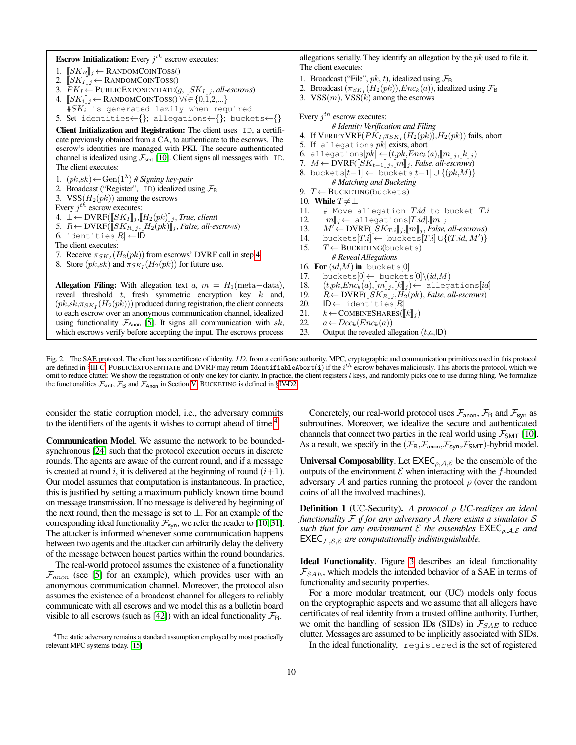**Escrow Initialization:** Every $j^{th}$ escrow executes:

1. $[\![SK_R]\!]_j \leftarrow$ RandomCoinToss()
2. $[\![SK_I]\!]_j \leftarrow$ RandomCoinToss()
3. $PK_I \leftarrow$ PublicExponentiate($g$, $[\![SK_I]\!]_j$, *all-escrows*)
4. $[\![SK_i]\!]_j \leftarrow$ RandomCoinToss() $\forall i \in \{0,1,2,...\}$
   `#`$SK_i$ `is generated lazily when required`
5. Set `identities`←{}; `allegations`←{}; `buckets`←{}

**Client Initialization and Registration:** The client uses `ID`, a certificate previously obtained from a CA, to authenticate to the escrows. The escrow's identities are managed with PKI. The secure authenticated channel is idealized using $\mathcal{F}_{\mathsf{smt}}$ [10]. Client signs all messages with `ID`. The client executes:

1. $(pk,sk) \leftarrow \text{Gen}(1^\lambda)$ *# Signing key-pair*
2. Broadcast ("Register", `ID`) idealized using $\mathcal{F}_{\mathsf{B}}$
3. VSS($H_2(pk)$) among the escrows

Every $j^{th}$ escrow executes:

4. $\perp \leftarrow$ DVRF($[\![SK_I]\!]_j$,$[\![H_2(pk)]\!]_j$, *True, client*)
5. $R \leftarrow$ DVRF($[\![SK_R]\!]_j$,$[\![H_2(pk)]\!]_j$, *False, all-escrows*)
6. `identities`$[R] \leftarrow$ ID

The client executes:

7. Receive $\pi_{SK_I}(H_2(pk))$ from escrows' DVRF call in step 4
8. Store $(pk,sk)$ and $\pi_{SK_I}(H_2(pk))$ for future use.

**Allegation Filing:** With allegation text $a$, $m = H_1(\text{meta}-\text{data})$, reveal threshold $t$, fresh symmetric encryption key $k$ and, $(pk,sk,\pi_{SK_I}(H_2(pk)))$ produced during registration, the client connects to each escrow over an anonymous communication channel, idealized using functionality $\mathcal{F}_{\mathsf{Anon}}$ [5]. It signs all communication with $sk$, which escrows verify before accepting the input. The escrows process allegations serially. They identify an allegation by the $pk$ used to file it. The client executes:

1. Broadcast ("File", $pk$, $t$), idealized using $\mathcal{F}_{\mathsf{B}}$
2. Broadcast ($\pi_{SK_I}(H_2(pk))$,$Enc_k(a)$), idealized using $\mathcal{F}_{\mathsf{B}}$
3. VSS($m$), VSS($k$) among the escrows

Every $j^{th}$ escrow executes:

*# Identity Verification and Filing*

4. If VerifyVRF($PK_I$,$\pi_{SK_I}(H_2(pk))$,$H_2(pk)$) fails, abort
5. If `allegations`$[pk]$ exists, abort
6. `allegations`$[pk] \leftarrow (t,pk,Enc_k(a),[\![m]\!]_j,[\![k]\!]_j)$
7. $M \leftarrow$ DVRF($[\![SK_{t-1}]\!]_j$,$[\![m]\!]_j$, *False, all-escrows*)
8. `buckets`$[t-1] \leftarrow$ `buckets`$[t-1] \cup \{(pk,M)\}$

*# Matching and Bucketing*

9. $T \leftarrow$ Bucketing(`buckets`)
10. **While** $T \neq \perp$
11. `# Move allegation` $T.id$ `to bucket` $T.i$
12. $[\![m]\!]_j \leftarrow$ `allegations`$[T.id]$.$[\![m]\!]_j$
13. $M' \leftarrow$ DVRF($[\![SK_{T.i}]\!]_j$,$[\![m]\!]_j$, *False, all-escrows*)
14. `buckets`$[T.i] \leftarrow$ `buckets`$[T.i] \cup \{(T.id, M')\}$
15. $T \leftarrow$ Bucketing(`buckets`)

*# Reveal Allegations*

16. **For** $(id,M)$ **in** `buckets`$[0]$
17. `buckets`$[0] \leftarrow$ `buckets`$[0] \backslash (id,M)$
18. $(t,pk,Enc_k(a),[\![m]\!]_j,[\![k]\!]_j) \leftarrow$ `allegations`$[id]$
19. $R \leftarrow$ DVRF($[\![SK_R]\!]_j$,$H_2(pk)$, *False, all-escrows*)
20. ID $\leftarrow$ `identities`$[R]$
21. $k \leftarrow$ CombineShares($[\![k]\!]_j$)
22. $a \leftarrow Dec_k(Enc_k(a))$
23. Output the revealed allegation $(t,a,\text{ID})$

Fig. 2. The SAE protocol. The client has a certificate of identity, $ID$, from a certificate authority. MPC, cryptographic and communication primitives used in this protocol are defined in §III-C. PublicExponentiate and DVRF may return `IdentifiableAbort(i)` if the $i^{th}$ escrow behaves maliciously. This aborts the protocol, which we omit to reduce clutter. We show the registration of only one key for clarity. In practice, the client registers $l$ keys, and randomly picks one to use during filing. We formalize the functionalities $\mathcal{F}_{\mathsf{smt}}$, $\mathcal{F}_{\mathsf{B}}$ and $\mathcal{F}_{\mathsf{Anon}}$ in Section V. Bucketing is defined in §IV-D2.

consider the static corruption model, i.e., the adversary commits to the identifiers of the agents it wishes to corrupt ahead of time[4].

**Communication Model**. We assume the network to be bounded-synchronous [24] such that the protocol execution occurs in discrete rounds. The agents are aware of the current round, and if a message is created at round $i$, it is delivered at the beginning of round $(i+1)$. Our model assumes that computation is instantaneous. In practice, this is justified by setting a maximum publicly known time bound on message transmission. If no message is delivered by beginning of the next round, then the message is set to $\perp$. For an example of the corresponding ideal functionality $\mathcal{F}_{\mathsf{syn}}$, we refer the reader to [10], [31]. The attacker is informed whenever some communication happens between two agents and the attacker can arbitrarily delay the delivery of the message between honest parties within the round boundaries.

The real-world protocol assumes the existence of a functionality $\mathcal{F}_{anon}$ (see [5] for an example), which provides user with an anonymous communication channel. Moreover, the protocol also assumes the existence of a broadcast channel for allegers to reliably communicate with all escrows and we model this as a bulletin board visible to all escrows (such as [42]) with an ideal functionality $\mathcal{F}_{\mathsf{B}}$.

[4]The static adversary remains a standard assumption employed by most practically relevant MPC systems today. [15]

Concretely, our real-world protocol uses $\mathcal{F}_{\mathsf{anon}}$, $\mathcal{F}_{\mathsf{B}}$ and $\mathcal{F}_{\mathsf{syn}}$ as subroutines. Moreover, we idealize the secure and authenticated channels that connect two parties in the real world using $\mathcal{F}_{\mathsf{SMT}}$ [10]. As a result, we specify in the ($\mathcal{F}_{\mathsf{B}}$,$\mathcal{F}_{\mathsf{anon}}$,$\mathcal{F}_{\mathsf{syn}}$,$\mathcal{F}_{\mathsf{SMT}}$)-hybrid model.

**Universal Composability**. Let $\mathsf{EXEC}_{\rho,\mathcal{A},\mathcal{E}}$ be the ensemble of the outputs of the environment $\mathcal{E}$ when interacting with the $f$-bounded adversary $\mathcal{A}$ and parties running the protocol $\rho$ (over the random coins of all the involved machines).

**Definition 1** (UC-Security). *A protocol $\rho$ UC-realizes an ideal functionality $\mathcal{F}$ if for any adversary $\mathcal{A}$ there exists a simulator $\mathcal{S}$ such that for any environment $\mathcal{E}$ the ensembles $\mathsf{EXEC}_{\rho,\mathcal{A},\mathcal{E}}$ and $\mathsf{EXEC}_{\mathcal{F},\mathcal{S},\mathcal{E}}$ are computationally indistinguishable.*

**Ideal Functionality**. Figure 3 describes an ideal functionality $\mathcal{F}_{SAE}$, which models the intended behavior of a SAE in terms of functionality and security properties.

For a more modular treatment, our (UC) models only focus on the cryptographic aspects and we assume that all allegers have certificates of real identity from a trusted offline authority. Further, we omit the handling of session IDs (SIDs) in $\mathcal{F}_{SAE}$ to reduce clutter. Messages are assumed to be implicitly associated with SIDs.

In the ideal functionality, `registered` is the set of registered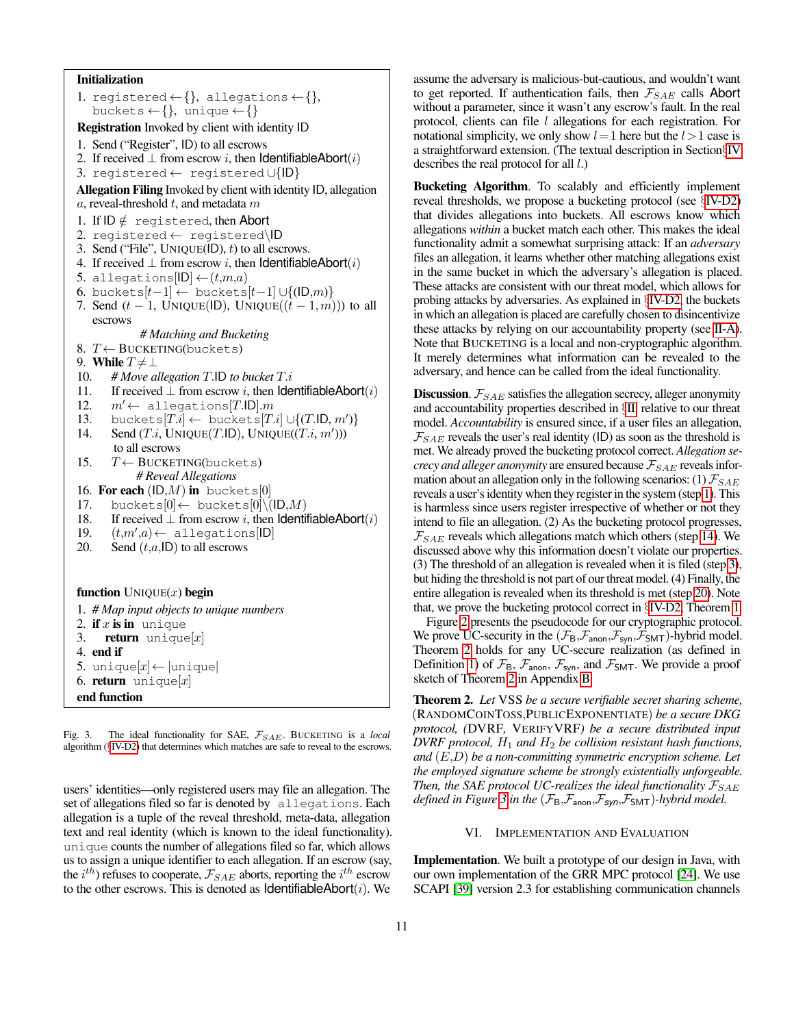**Initialization**

1. registered ← {}, allegations ← {}, buckets ← {}, unique ← {}

**Registration** Invoked by client with identity ID

1. Send ("Register", ID) to all escrows
2. If received ⊥ from escrow $i$, then IdentifiableAbort($i$)
3. registered ← registered ∪{ID}

**Allegation Filing** Invoked by client with identity ID, allegation $a$, reveal-threshold $t$, and metadata $m$

1. If ID ∉ registered, then Abort
2. registered ← registered\ID
3. Send ("File", UNIQUE(ID), $t$) to all escrows.
4. If received ⊥ from escrow $i$, then IdentifiableAbort($i$)
5. allegations[ID] ← ($t$,$m$,$a$)
6. buckets[$t$−1] ← buckets[$t$−1] ∪{(ID,$m$)}
7. Send ($t-1$, UNIQUE(ID), UNIQUE(($t-1, m$))) to all escrows

*# Matching and Bucketing*

8. $T$ ← BUCKETING(buckets)
9. **While** $T \neq \perp$
10. *# Move allegation $T$.ID to bucket $T.i$*
11. If received ⊥ from escrow $i$, then IdentifiableAbort($i$)
12. $m'$ ← allegations[$T$.ID].$m$
13. buckets[$T.i$] ← buckets[$T.i$] ∪{($T$.ID, $m'$)}
14. Send ($T.i$, UNIQUE($T$.ID), UNIQUE(($T.i$, $m'$))) to all escrows
15. $T$ ← BUCKETING(buckets)

*# Reveal Allegations*

16. **For each** (ID,$M$) **in** buckets[0]
17. buckets[0] ← buckets[0]\(ID,$M$)
18. If received ⊥ from escrow $i$, then IdentifiableAbort($i$)
19. ($t$,$m'$,$a$) ← allegations[ID]
20. Send ($t$,$a$,ID) to all escrows

```
function UNIQUE(x) begin
1. # Map input objects to unique numbers
2. if x is in unique
3.     return unique[x]
4. end if
5. unique[x] ← |unique|
6. return unique[x]
end function
```

Fig. 3. The ideal functionality for SAE, $\mathcal{F}_{SAE}$. BUCKETING is a *local* algorithm (§IV-D2) that determines which matches are safe to reveal to the escrows.

users' identities—only registered users may file an allegation. The set of allegations filed so far is denoted by allegations. Each allegation is a tuple of the reveal threshold, meta-data, allegation text and real identity (which is known to the ideal functionality). unique counts the number of allegations filed so far, which allows us to assign a unique identifier to each allegation. If an escrow (say, the $i^{th}$) refuses to cooperate, $\mathcal{F}_{SAE}$ aborts, reporting the $i^{th}$ escrow to the other escrows. This is denoted as IdentifiableAbort($i$). We assume the adversary is malicious-but-cautious, and wouldn't want to get reported. If authentication fails, then $\mathcal{F}_{SAE}$ calls Abort without a parameter, since it wasn't any escrow's fault. In the real protocol, clients can file $l$ allegations for each registration. For notational simplicity, we only show $l=1$ here but the $l>1$ case is a straightforward extension. (The textual description in Section §IV describes the real protocol for all $l$.)

**Bucketing Algorithm**. To scalably and efficiently implement reveal thresholds, we propose a bucketing protocol (see §IV-D2) that divides allegations into buckets. All escrows know which allegations *within* a bucket match each other. This makes the ideal functionality admit a somewhat surprising attack: If an *adversary* files an allegation, it learns whether other matching allegations exist in the same bucket in which the adversary's allegation is placed. These attacks are consistent with our threat model, which allows for probing attacks by adversaries. As explained in §IV-D2, the buckets in which an allegation is placed are carefully chosen to disincentivize these attacks by relying on our accountability property (see II-A). Note that BUCKETING is a local and non-cryptographic algorithm. It merely determines what information can be revealed to the adversary, and hence can be called from the ideal functionality.

**Discussion**. $\mathcal{F}_{SAE}$ satisfies the allegation secrecy, alleger anonymity and accountability properties described in §II relative to our threat model. *Accountability* is ensured since, if a user files an allegation, $\mathcal{F}_{SAE}$ reveals the user's real identity (ID) as soon as the threshold is met. We already proved the bucketing protocol correct. *Allegation secrecy and alleger anonymity* are ensured because $\mathcal{F}_{SAE}$ reveals information about an allegation only in the following scenarios: (1) $\mathcal{F}_{SAE}$ reveals a user's identity when they register in the system (step 1). This is harmless since users register irrespective of whether or not they intend to file an allegation. (2) As the bucketing protocol progresses, $\mathcal{F}_{SAE}$ reveals which allegations match which others (step 14). We discussed above why this information doesn't violate our properties. (3) The threshold of an allegation is revealed when it is filed (step 3), but hiding the threshold is not part of our threat model. (4) Finally, the entire allegation is revealed when its threshold is met (step 20). Note that, we prove the bucketing protocol correct in §IV-D2, Theorem 1.

Figure 2 presents the pseudocode for our cryptographic protocol. We prove UC-security in the ($\mathcal{F}_{\mathsf{B}}$,$\mathcal{F}_{\mathsf{anon}}$,$\mathcal{F}_{\mathsf{syn}}$,$\mathcal{F}_{\mathsf{SMT}}$)-hybrid model. Theorem 2 holds for any UC-secure realization (as defined in Definition 1) of $\mathcal{F}_{\mathsf{B}}$, $\mathcal{F}_{\mathsf{anon}}$, $\mathcal{F}_{\mathsf{syn}}$, and $\mathcal{F}_{\mathsf{SMT}}$. We provide a proof sketch of Theorem 2 in Appendix B.

**Theorem 2.** *Let* VSS *be a secure verifiable secret sharing scheme,* (RANDOMCOINTOSS,PUBLICEXPONENTIATE) *be a secure DKG protocol, (*DVRF, VERIFYVRF*) be a secure distributed input DVRF protocol, $H_1$ and $H_2$ be collision resistant hash functions, and $(E,D)$ be a non-committing symmetric encryption scheme. Let the employed signature scheme be strongly existentially unforgeable. Then, the SAE protocol UC-realizes the ideal functionality $\mathcal{F}_{SAE}$ defined in Figure 3 in the ($\mathcal{F}_{\mathsf{B}}$,$\mathcal{F}_{\mathsf{anon}}$,$\mathcal{F}_{\mathsf{syn}}$,$\mathcal{F}_{\mathsf{SMT}}$)-hybrid model.*

## VI. IMPLEMENTATION AND EVALUATION

**Implementation**. We built a prototype of our design in Java, with our own implementation of the GRR MPC protocol [24]. We use SCAPI [39] version 2.3 for establishing communication channels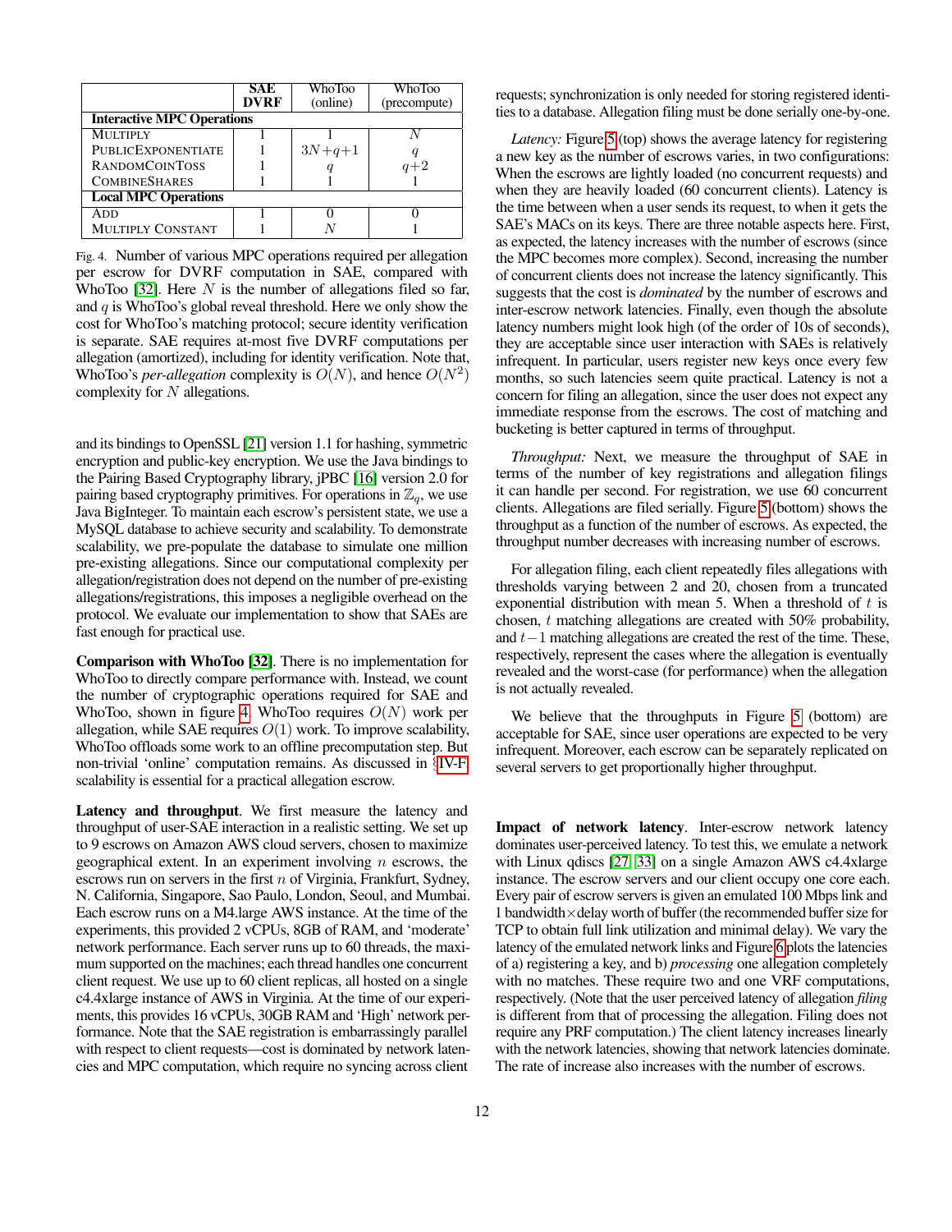|  | SAE DVRF | WhoToo (online) | WhoToo (precompute) |
|---|---|---|---|
| **Interactive MPC Operations** | | | |
| MULTIPLY | 1 | 1 | $N$ |
| PUBLICEXPONENTIATE | 1 | $3N+q+1$ | $q$ |
| RANDOMCOINTOSS | 1 | $q$ | $q+2$ |
| COMBINESHARES | 1 | 1 | 1 |
| **Local MPC Operations** | | | |
| ADD | 1 | 0 | 0 |
| MULTIPLY CONSTANT | 1 | $N$ | 1 |

Fig. 4. Number of various MPC operations required per allegation per escrow for DVRF computation in SAE, compared with WhoToo [32]. Here $N$ is the number of allegations filed so far, and $q$ is WhoToo's global reveal threshold. Here we only show the cost for WhoToo's matching protocol; secure identity verification is separate. SAE requires at-most five DVRF computations per allegation (amortized), including for identity verification. Note that, WhoToo's *per-allegation* complexity is $O(N)$, and hence $O(N^2)$ complexity for $N$ allegations.

and its bindings to OpenSSL [21] version 1.1 for hashing, symmetric encryption and public-key encryption. We use the Java bindings to the Pairing Based Cryptography library, jPBC [16] version 2.0 for pairing based cryptography primitives. For operations in $\mathbb{Z}_q$, we use Java BigInteger. To maintain each escrow's persistent state, we use a MySQL database to achieve security and scalability. To demonstrate scalability, we pre-populate the database to simulate one million pre-existing allegations. Since our computational complexity per allegation/registration does not depend on the number of pre-existing allegations/registrations, this imposes a negligible overhead on the protocol. We evaluate our implementation to show that SAEs are fast enough for practical use.

**Comparison with WhoToo [32]**. There is no implementation for WhoToo to directly compare performance with. Instead, we count the number of cryptographic operations required for SAE and WhoToo, shown in figure 4. WhoToo requires $O(N)$ work per allegation, while SAE requires $O(1)$ work. To improve scalability, WhoToo offloads some work to an offline precomputation step. But non-trivial 'online' computation remains. As discussed in §IV-F scalability is essential for a practical allegation escrow.

**Latency and throughput**. We first measure the latency and throughput of user-SAE interaction in a realistic setting. We set up to 9 escrows on Amazon AWS cloud servers, chosen to maximize geographical extent. In an experiment involving $n$ escrows, the escrows run on servers in the first $n$ of Virginia, Frankfurt, Sydney, N. California, Singapore, Sao Paulo, London, Seoul, and Mumbai. Each escrow runs on a M4.large AWS instance. At the time of the experiments, this provided 2 vCPUs, 8GB of RAM, and 'moderate' network performance. Each server runs up to 60 threads, the maximum supported on the machines; each thread handles one concurrent client request. We use up to 60 client replicas, all hosted on a single c4.4xlarge instance of AWS in Virginia. At the time of our experiments, this provides 16 vCPUs, 30GB RAM and 'High' network performance. Note that the SAE registration is embarrassingly parallel with respect to client requests—cost is dominated by network latencies and MPC computation, which require no syncing across client requests; synchronization is only needed for storing registered identities to a database. Allegation filing must be done serially one-by-one.

*Latency:* Figure 5 (top) shows the average latency for registering a new key as the number of escrows varies, in two configurations: When the escrows are lightly loaded (no concurrent requests) and when they are heavily loaded (60 concurrent clients). Latency is the time between when a user sends its request, to when it gets the SAE's MACs on its keys. There are three notable aspects here. First, as expected, the latency increases with the number of escrows (since the MPC becomes more complex). Second, increasing the number of concurrent clients does not increase the latency significantly. This suggests that the cost is *dominated* by the number of escrows and inter-escrow network latencies. Finally, even though the absolute latency numbers might look high (of the order of 10s of seconds), they are acceptable since user interaction with SAEs is relatively infrequent. In particular, users register new keys once every few months, so such latencies seem quite practical. Latency is not a concern for filing an allegation, since the user does not expect any immediate response from the escrows. The cost of matching and bucketing is better captured in terms of throughput.

*Throughput:* Next, we measure the throughput of SAE in terms of the number of key registrations and allegation filings it can handle per second. For registration, we use 60 concurrent clients. Allegations are filed serially. Figure 5 (bottom) shows the throughput as a function of the number of escrows. As expected, the throughput number decreases with increasing number of escrows.

For allegation filing, each client repeatedly files allegations with thresholds varying between 2 and 20, chosen from a truncated exponential distribution with mean 5. When a threshold of $t$ is chosen, $t$ matching allegations are created with 50% probability, and $t-1$ matching allegations are created the rest of the time. These, respectively, represent the cases where the allegation is eventually revealed and the worst-case (for performance) when the allegation is not actually revealed.

We believe that the throughputs in Figure 5 (bottom) are acceptable for SAE, since user operations are expected to be very infrequent. Moreover, each escrow can be separately replicated on several servers to get proportionally higher throughput.

**Impact of network latency**. Inter-escrow network latency dominates user-perceived latency. To test this, we emulate a network with Linux qdiscs [27], [33] on a single Amazon AWS c4.4xlarge instance. The escrow servers and our client occupy one core each. Every pair of escrow servers is given an emulated 100 Mbps link and 1 bandwidth×delay worth of buffer (the recommended buffer size for TCP to obtain full link utilization and minimal delay). We vary the latency of the emulated network links and Figure 6 plots the latencies of a) registering a key, and b) *processing* one allegation completely with no matches. These require two and one VRF computations, respectively. (Note that the user perceived latency of allegation *filing* is different from that of processing the allegation. Filing does not require any PRF computation.) The client latency increases linearly with the network latencies, showing that network latencies dominate. The rate of increase also increases with the number of escrows.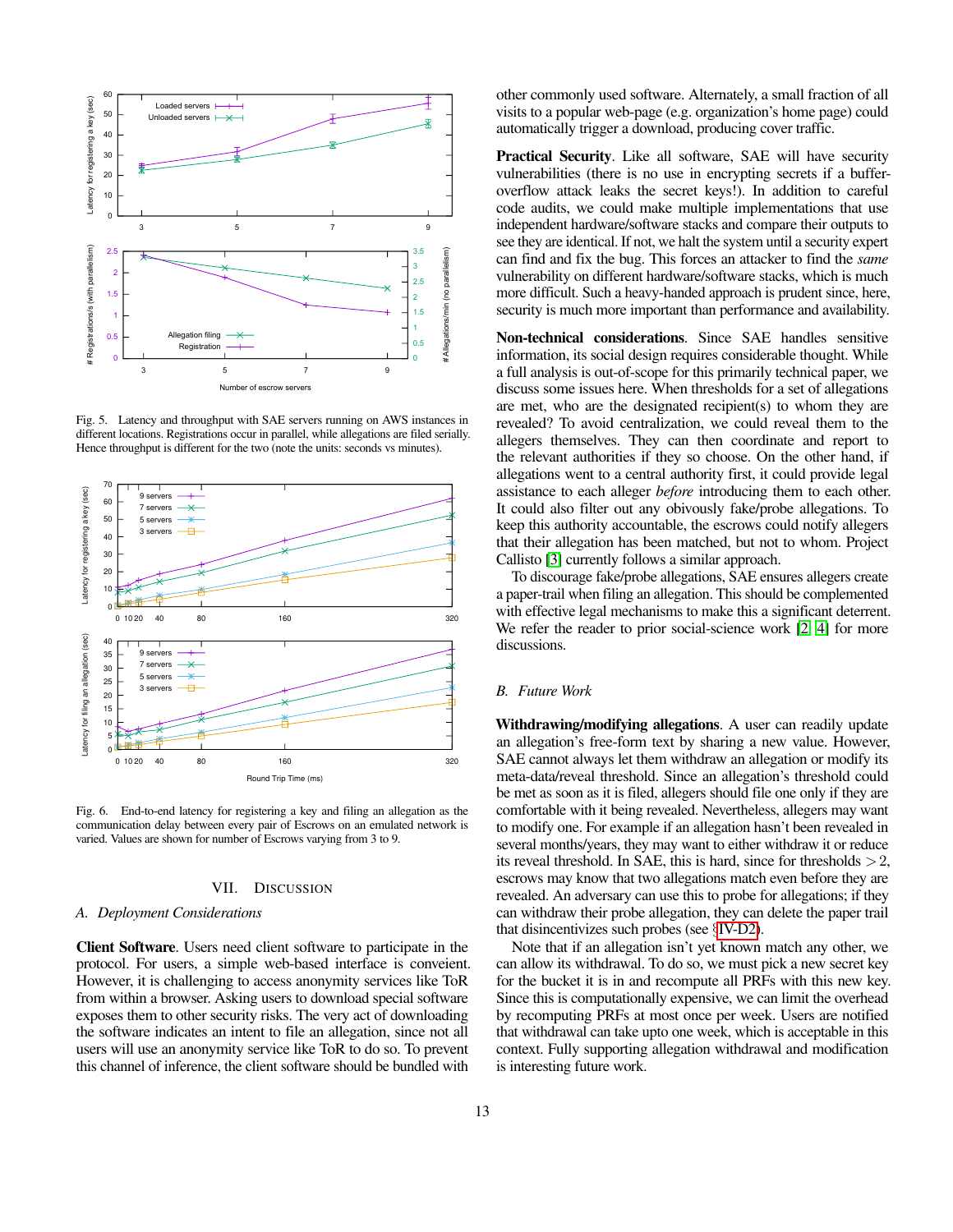Fig. 5. Latency and throughput with SAE servers running on AWS instances in different locations. Registrations occur in parallel, while allegations are filed serially. Hence throughput is different for the two (note the units: seconds vs minutes).

Fig. 6. End-to-end latency for registering a key and filing an allegation as the communication delay between every pair of Escrows on an emulated network is varied. Values are shown for number of Escrows varying from 3 to 9.

## VII. Discussion

### A. Deployment Considerations

**Client Software**. Users need client software to participate in the protocol. For users, a simple web-based interface is conveient. However, it is challenging to access anonymity services like ToR from within a browser. Asking users to download special software exposes them to other security risks. The very act of downloading the software indicates an intent to file an allegation, since not all users will use an anonymity service like ToR to do so. To prevent this channel of inference, the client software should be bundled with other commonly used software. Alternately, a small fraction of all visits to a popular web-page (e.g. organization's home page) could automatically trigger a download, producing cover traffic.

**Practical Security**. Like all software, SAE will have security vulnerabilities (there is no use in encrypting secrets if a buffer-overflow attack leaks the secret keys!). In addition to careful code audits, we could make multiple implementations that use independent hardware/software stacks and compare their outputs to see they are identical. If not, we halt the system until a security expert can find and fix the bug. This forces an attacker to find the *same* vulnerability on different hardware/software stacks, which is much more difficult. Such a heavy-handed approach is prudent since, here, security is much more important than performance and availability.

**Non-technical considerations**. Since SAE handles sensitive information, its social design requires considerable thought. While a full analysis is out-of-scope for this primarily technical paper, we discuss some issues here. When thresholds for a set of allegations are met, who are the designated recipient(s) to whom they are revealed? To avoid centralization, we could reveal them to the allegers themselves. They can then coordinate and report to the relevant authorities if they so choose. On the other hand, if allegations went to a central authority first, it could provide legal assistance to each alleger *before* introducing them to each other. It could also filter out any obivously fake/probe allegations. To keep this authority accountable, the escrows could notify allegers that their allegation has been matched, but not to whom. Project Callisto [3] currently follows a similar approach.

To discourage fake/probe allegations, SAE ensures allegers create a paper-trail when filing an allegation. This should be complemented with effective legal mechanisms to make this a significant deterrent. We refer the reader to prior social-science work [2], [4] for more discussions.

### B. Future Work

**Withdrawing/modifying allegations**. A user can readily update an allegation's free-form text by sharing a new value. However, SAE cannot always let them withdraw an allegation or modify its meta-data/reveal threshold. Since an allegation's threshold could be met as soon as it is filed, allegers should file one only if they are comfortable with it being revealed. Nevertheless, allegers may want to modify one. For example if an allegation hasn't been revealed in several months/years, they may want to either withdraw it or reduce its reveal threshold. In SAE, this is hard, since for thresholds $> 2$, escrows may know that two allegations match even before they are revealed. An adversary can use this to probe for allegations; if they can withdraw their probe allegation, they can delete the paper trail that disincentivizes such probes (see §IV-D2).

Note that if an allegation isn't yet known match any other, we can allow its withdrawal. To do so, we must pick a new secret key for the bucket it is in and recompute all PRFs with this new key. Since this is computationally expensive, we can limit the overhead by recomputing PRFs at most once per week. Users are notified that withdrawal can take upto one week, which is acceptable in this context. Fully supporting allegation withdrawal and modification is interesting future work.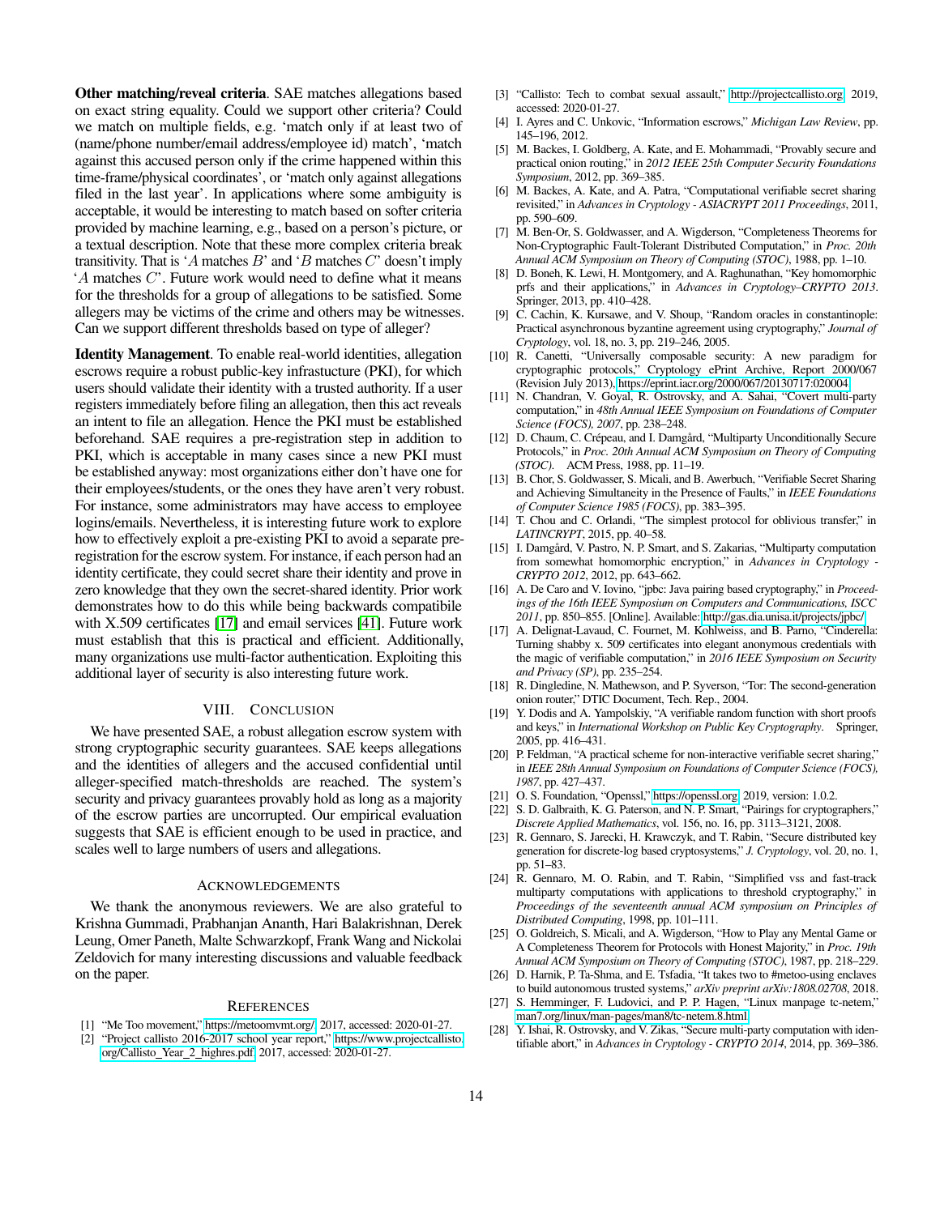**Other matching/reveal criteria**. SAE matches allegations based on exact string equality. Could we support other criteria? Could we match on multiple fields, e.g. 'match only if at least two of (name/phone number/email address/employee id) match', 'match against this accused person only if the crime happened within this time-frame/physical coordinates', or 'match only against allegations filed in the last year'. In applications where some ambiguity is acceptable, it would be interesting to match based on softer criteria provided by machine learning, e.g., based on a person's picture, or a textual description. Note that these more complex criteria break transitivity. That is '$A$ matches $B$' and '$B$ matches $C$' doesn't imply '$A$ matches $C$'. Future work would need to define what it means for the thresholds for a group of allegations to be satisfied. Some allegers may be victims of the crime and others may be witnesses. Can we support different thresholds based on type of alleger?

**Identity Management**. To enable real-world identities, allegation escrows require a robust public-key infrastucture (PKI), for which users should validate their identity with a trusted authority. If a user registers immediately before filing an allegation, then this act reveals an intent to file an allegation. Hence the PKI must be established beforehand. SAE requires a pre-registration step in addition to PKI, which is acceptable in many cases since a new PKI must be established anyway: most organizations either don't have one for their employees/students, or the ones they have aren't very robust. For instance, some administrators may have access to employee logins/emails. Nevertheless, it is interesting future work to explore how to effectively exploit a pre-existing PKI to avoid a separate pre-registration for the escrow system. For instance, if each person had an identity certificate, they could secret share their identity and prove in zero knowledge that they own the secret-shared identity. Prior work demonstrates how to do this while being backwards compatibile with X.509 certificates [17] and email services [41]. Future work must establish that this is practical and efficient. Additionally, many organizations use multi-factor authentication. Exploiting this additional layer of security is also interesting future work.

## VIII. Conclusion

We have presented SAE, a robust allegation escrow system with strong cryptographic security guarantees. SAE keeps allegations and the identities of allegers and the accused confidential until alleger-specified match-thresholds are reached. The system's security and privacy guarantees provably hold as long as a majority of the escrow parties are uncorrupted. Our empirical evaluation suggests that SAE is efficient enough to be used in practice, and scales well to large numbers of users and allegations.

## Acknowledgements

We thank the anonymous reviewers. We are also grateful to Krishna Gummadi, Prabhanjan Ananth, Hari Balakrishnan, Derek Leung, Omer Paneth, Malte Schwarzkopf, Frank Wang and Nickolai Zeldovich for many interesting discussions and valuable feedback on the paper.

## References

[1] "Me Too movement," https://metoomvmt.org/, 2017, accessed: 2020-01-27.

[2] "Project callisto 2016-2017 school year report," https://www.projectcallisto.org/Callisto_Year_2_highres.pdf, 2017, accessed: 2020-01-27.

[3] "Callisto: Tech to combat sexual assault," http://projectcallisto.org, 2019, accessed: 2020-01-27.

[4] I. Ayres and C. Unkovic, "Information escrows," *Michigan Law Review*, pp. 145–196, 2012.

[5] M. Backes, I. Goldberg, A. Kate, and E. Mohammadi, "Provably secure and practical onion routing," in *2012 IEEE 25th Computer Security Foundations Symposium*, 2012, pp. 369–385.

[6] M. Backes, A. Kate, and A. Patra, "Computational verifiable secret sharing revisited," in *Advances in Cryptology - ASIACRYPT 2011 Proceedings*, 2011, pp. 590–609.

[7] M. Ben-Or, S. Goldwasser, and A. Wigderson, "Completeness Theorems for Non-Cryptographic Fault-Tolerant Distributed Computation," in *Proc. 20th Annual ACM Symposium on Theory of Computing (STOC)*, 1988, pp. 1–10.

[8] D. Boneh, K. Lewi, H. Montgomery, and A. Raghunathan, "Key homomorphic prfs and their applications," in *Advances in Cryptology–CRYPTO 2013*. Springer, 2013, pp. 410–428.

[9] C. Cachin, K. Kursawe, and V. Shoup, "Random oracles in constantinople: Practical asynchronous byzantine agreement using cryptography," *Journal of Cryptology*, vol. 18, no. 3, pp. 219–246, 2005.

[10] R. Canetti, "Universally composable security: A new paradigm for cryptographic protocols," Cryptology ePrint Archive, Report 2000/067 (Revision July 2013), https://eprint.iacr.org/2000/067/20130717:020004.

[11] N. Chandran, V. Goyal, R. Ostrovsky, and A. Sahai, "Covert multi-party computation," in *48th Annual IEEE Symposium on Foundations of Computer Science (FOCS), 2007*, pp. 238–248.

[12] D. Chaum, C. Crépeau, and I. Damgård, "Multiparty Unconditionally Secure Protocols," in *Proc. 20th Annual ACM Symposium on Theory of Computing (STOC)*. ACM Press, 1988, pp. 11–19.

[13] B. Chor, S. Goldwasser, S. Micali, and B. Awerbuch, "Verifiable Secret Sharing and Achieving Simultaneity in the Presence of Faults," in *IEEE Foundations of Computer Science 1985 (FOCS)*, pp. 383–395.

[14] T. Chou and C. Orlandi, "The simplest protocol for oblivious transfer," in *LATINCRYPT*, 2015, pp. 40–58.

[15] I. Damgård, V. Pastro, N. P. Smart, and S. Zakarias, "Multiparty computation from somewhat homomorphic encryption," in *Advances in Cryptology - CRYPTO 2012*, 2012, pp. 643–662.

[16] A. De Caro and V. Iovino, "jpbc: Java pairing based cryptography," in *Proceedings of the 16th IEEE Symposium on Computers and Communications, ISCC 2011*, pp. 850–855. [Online]. Available: http://gas.dia.unisa.it/projects/jpbc/

[17] A. Delignat-Lavaud, C. Fournet, M. Kohlweiss, and B. Parno, "Cinderella: Turning shabby x. 509 certificates into elegant anonymous credentials with the magic of verifiable computation," in *2016 IEEE Symposium on Security and Privacy (SP)*, pp. 235–254.

[18] R. Dingledine, N. Mathewson, and P. Syverson, "Tor: The second-generation onion router," DTIC Document, Tech. Rep., 2004.

[19] Y. Dodis and A. Yampolskiy, "A verifiable random function with short proofs and keys," in *International Workshop on Public Key Cryptography*. Springer, 2005, pp. 416–431.

[20] P. Feldman, "A practical scheme for non-interactive verifiable secret sharing," in *IEEE 28th Annual Symposium on Foundations of Computer Science (FOCS), 1987*, pp. 427–437.

[21] O. S. Foundation, "Openssl," https://openssl.org, 2019, version: 1.0.2.

[22] S. D. Galbraith, K. G. Paterson, and N. P. Smart, "Pairings for cryptographers," *Discrete Applied Mathematics*, vol. 156, no. 16, pp. 3113–3121, 2008.

[23] R. Gennaro, S. Jarecki, H. Krawczyk, and T. Rabin, "Secure distributed key generation for discrete-log based cryptosystems," *J. Cryptology*, vol. 20, no. 1, pp. 51–83.

[24] R. Gennaro, M. O. Rabin, and T. Rabin, "Simplified vss and fast-track multiparty computations with applications to threshold cryptography," in *Proceedings of the seventeenth annual ACM symposium on Principles of Distributed Computing*, 1998, pp. 101–111.

[25] O. Goldreich, S. Micali, and A. Wigderson, "How to Play any Mental Game or A Completeness Theorem for Protocols with Honest Majority," in *Proc. 19th Annual ACM Symposium on Theory of Computing (STOC)*, 1987, pp. 218–229.

[26] D. Harnik, P. Ta-Shma, and E. Tsfadia, "It takes two to #metoo-using enclaves to build autonomous trusted systems," *arXiv preprint arXiv:1808.02708*, 2018.

[27] S. Hemminger, F. Ludovici, and P. P. Hagen, "Linux manpage tc-netem," man7.org/linux/man-pages/man8/tc-netem.8.html.

[28] Y. Ishai, R. Ostrovsky, and V. Zikas, "Secure multi-party computation with identifiable abort," in *Advances in Cryptology - CRYPTO 2014*, 2014, pp. 369–386.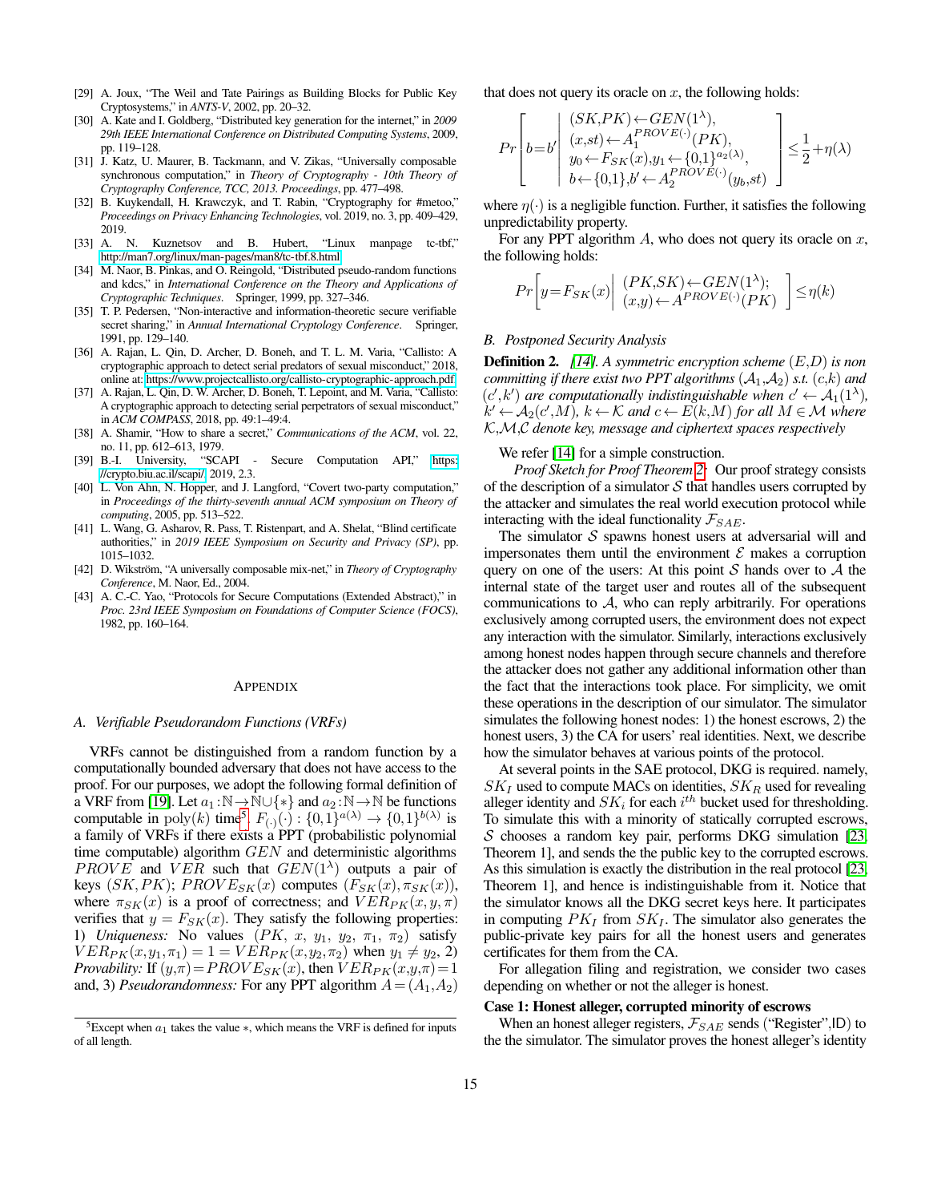[29] A. Joux, "The Weil and Tate Pairings as Building Blocks for Public Key Cryptosystems," in *ANTS-V*, 2002, pp. 20–32.

[30] A. Kate and I. Goldberg, "Distributed key generation for the internet," in *2009 29th IEEE International Conference on Distributed Computing Systems*, 2009, pp. 119–128.

[31] J. Katz, U. Maurer, B. Tackmann, and V. Zikas, "Universally composable synchronous computation," in *Theory of Cryptography - 10th Theory of Cryptography Conference, TCC, 2013. Proceedings*, pp. 477–498.

[32] B. Kuykendall, H. Krawczyk, and T. Rabin, "Cryptography for #metoo," *Proceedings on Privacy Enhancing Technologies*, vol. 2019, no. 3, pp. 409–429, 2019.

[33] A. N. Kuznetsov and B. Hubert, "Linux manpage tc-tbf," http://man7.org/linux/man-pages/man8/tc-tbf.8.html.

[34] M. Naor, B. Pinkas, and O. Reingold, "Distributed pseudo-random functions and kdcs," in *International Conference on the Theory and Applications of Cryptographic Techniques*. Springer, 1999, pp. 327–346.

[35] T. P. Pedersen, "Non-interactive and information-theoretic secure verifiable secret sharing," in *Annual International Cryptology Conference*. Springer, 1991, pp. 129–140.

[36] A. Rajan, L. Qin, D. Archer, D. Boneh, and T. L. M. Varia, "Callisto: A cryptographic approach to detect serial predators of sexual misconduct," 2018, online at: https://www.projectcallisto.org/callisto-cryptographic-approach.pdf.

[37] A. Rajan, L. Qin, D. W. Archer, D. Boneh, T. Lepoint, and M. Varia, "Callisto: A cryptographic approach to detecting serial perpetrators of sexual misconduct," in *ACM COMPASS*, 2018, pp. 49:1–49:4.

[38] A. Shamir, "How to share a secret," *Communications of the ACM*, vol. 22, no. 11, pp. 612–613, 1979.

[39] B.-I. University, "SCAPI - Secure Computation API," https://crypto.biu.ac.il/scapi/, 2019, 2.3.

[40] L. Von Ahn, N. Hopper, and J. Langford, "Covert two-party computation," in *Proceedings of the thirty-seventh annual ACM symposium on Theory of computing*, 2005, pp. 513–522.

[41] L. Wang, G. Asharov, R. Pass, T. Ristenpart, and A. Shelat, "Blind certificate authorities," in *2019 IEEE Symposium on Security and Privacy (SP)*, pp. 1015–1032.

[42] D. Wikström, "A universally composable mix-net," in *Theory of Cryptography Conference*, M. Naor, Ed., 2004.

[43] A. C.-C. Yao, "Protocols for Secure Computations (Extended Abstract)," in *Proc. 23rd IEEE Symposium on Foundations of Computer Science (FOCS)*, 1982, pp. 160–164.

# APPENDIX

## A. Verifiable Pseudorandom Functions (VRFs)

VRFs cannot be distinguished from a random function by a computationally bounded adversary that does not have access to the proof. For our purposes, we adopt the following formal definition of a VRF from [19]. Let $a_1:\mathbb{N}\rightarrow\mathbb{N}\cup\{*\}$ and $a_2:\mathbb{N}\rightarrow\mathbb{N}$ be functions computable in $\mathrm{poly}(k)$ time[5]. $F_{(\cdot)}(\cdot):\{0,1\}^{a(\lambda)}\rightarrow\{0,1\}^{b(\lambda)}$ is a family of VRFs if there exists a PPT (probabilistic polynomial time computable) algorithm $GEN$ and deterministic algorithms $PROVE$ and $VER$ such that $GEN(1^\lambda)$ outputs a pair of keys $(SK,PK)$; $PROVE_{SK}(x)$ computes $(F_{SK}(x),\pi_{SK}(x))$, where $\pi_{SK}(x)$ is a proof of correctness; and $VER_{PK}(x,y,\pi)$ verifies that $y=F_{SK}(x)$. They satisfy the following properties: 1) *Uniqueness:* No values $(PK,\ x,\ y_1,\ y_2,\ \pi_1,\ \pi_2)$ satisfy $VER_{PK}(x,y_1,\pi_1)=1=VER_{PK}(x,y_2,\pi_2)$ when $y_1\neq y_2$, 2) *Provability:* If $(y,\pi)=PROVE_{SK}(x)$, then $VER_{PK}(x,y,\pi)=1$ and, 3) *Pseudorandomness:* For any PPT algorithm $A=(A_1,A_2)$ that does not query its oracle on $x$, the following holds:

$$Pr\left[b=b'\left|\begin{array}{l}(SK,PK)\leftarrow GEN(1^\lambda),\\ (x,st)\leftarrow A_1^{PROVE(\cdot)}(PK),\\ y_0\leftarrow F_{SK}(x),y_1\leftarrow\{0,1\}^{a_2(\lambda)},\\ b\leftarrow\{0,1\},b'\leftarrow A_2^{PROVE(\cdot)}(y_b,st)\end{array}\right.\right]\leq\frac{1}{2}+\eta(\lambda)$$

where $\eta(\cdot)$ is a negligible function. Further, it satisfies the following unpredictability property.

For any PPT algorithm $A$, who does not query its oracle on $x$, the following holds:

$$Pr\left[y=F_{SK}(x)\left|\begin{array}{l}(PK,SK)\leftarrow GEN(1^\lambda);\\ (x,y)\leftarrow A^{PROVE(\cdot)}(PK)\end{array}\right.\right]\leq\eta(k)$$

[5] Except when $a_1$ takes the value $*$, which means the VRF is defined for inputs of all length.

## B. Postponed Security Analysis

**Definition 2.** *[14]. A symmetric encryption scheme $(E,D)$ is non committing if there exist two PPT algorithms $(\mathcal{A}_1,\mathcal{A}_2)$ s.t. $(c,k)$ and $(c',k')$ are computationally indistinguishable when $c'\leftarrow\mathcal{A}_1(1^\lambda)$, $k'\leftarrow\mathcal{A}_2(c',M)$, $k\leftarrow\mathcal{K}$ and $c\leftarrow E(k,M)$ for all $M\in\mathcal{M}$ where $\mathcal{K},\mathcal{M},\mathcal{C}$ denote key, message and ciphertext spaces respectively*

We refer [14] for a simple construction.

*Proof Sketch for Proof Theorem 2:* Our proof strategy consists of the description of a simulator $\mathcal{S}$ that handles users corrupted by the attacker and simulates the real world execution protocol while interacting with the ideal functionality $\mathcal{F}_{SAE}$.

The simulator $\mathcal{S}$ spawns honest users at adversarial will and impersonates them until the environment $\mathcal{E}$ makes a corruption query on one of the users: At this point $\mathcal{S}$ hands over to $\mathcal{A}$ the internal state of the target user and routes all of the subsequent communications to $\mathcal{A}$, who can reply arbitrarily. For operations exclusively among corrupted users, the environment does not expect any interaction with the simulator. Similarly, interactions exclusively among honest nodes happen through secure channels and therefore the attacker does not gather any additional information other than the fact that the interactions took place. For simplicity, we omit these operations in the description of our simulator. The simulator simulates the following honest nodes: 1) the honest escrows, 2) the honest users, 3) the CA for users' real identities. Next, we describe how the simulator behaves at various points of the protocol.

At several points in the SAE protocol, DKG is required. namely, $SK_I$ used to compute MACs on identities, $SK_R$ used for revealing alleger identity and $SK_i$ for each $i^{th}$ bucket used for thresholding. To simulate this with a minority of statically corrupted escrows, $\mathcal{S}$ chooses a random key pair, performs DKG simulation [23, Theorem 1], and sends the the public key to the corrupted escrows. As this simulation is exactly the distribution in the real protocol [23, Theorem 1], and hence is indistinguishable from it. Notice that the simulator knows all the DKG secret keys here. It participates in computing $PK_I$ from $SK_I$. The simulator also generates the public-private key pairs for all the honest users and generates certificates for them from the CA.

For allegation filing and registration, we consider two cases depending on whether or not the alleger is honest.

**Case 1: Honest alleger, corrupted minority of escrows**

When an honest alleger registers, $\mathcal{F}_{SAE}$ sends ("Register",ID) to the the simulator. The simulator proves the honest alleger's identity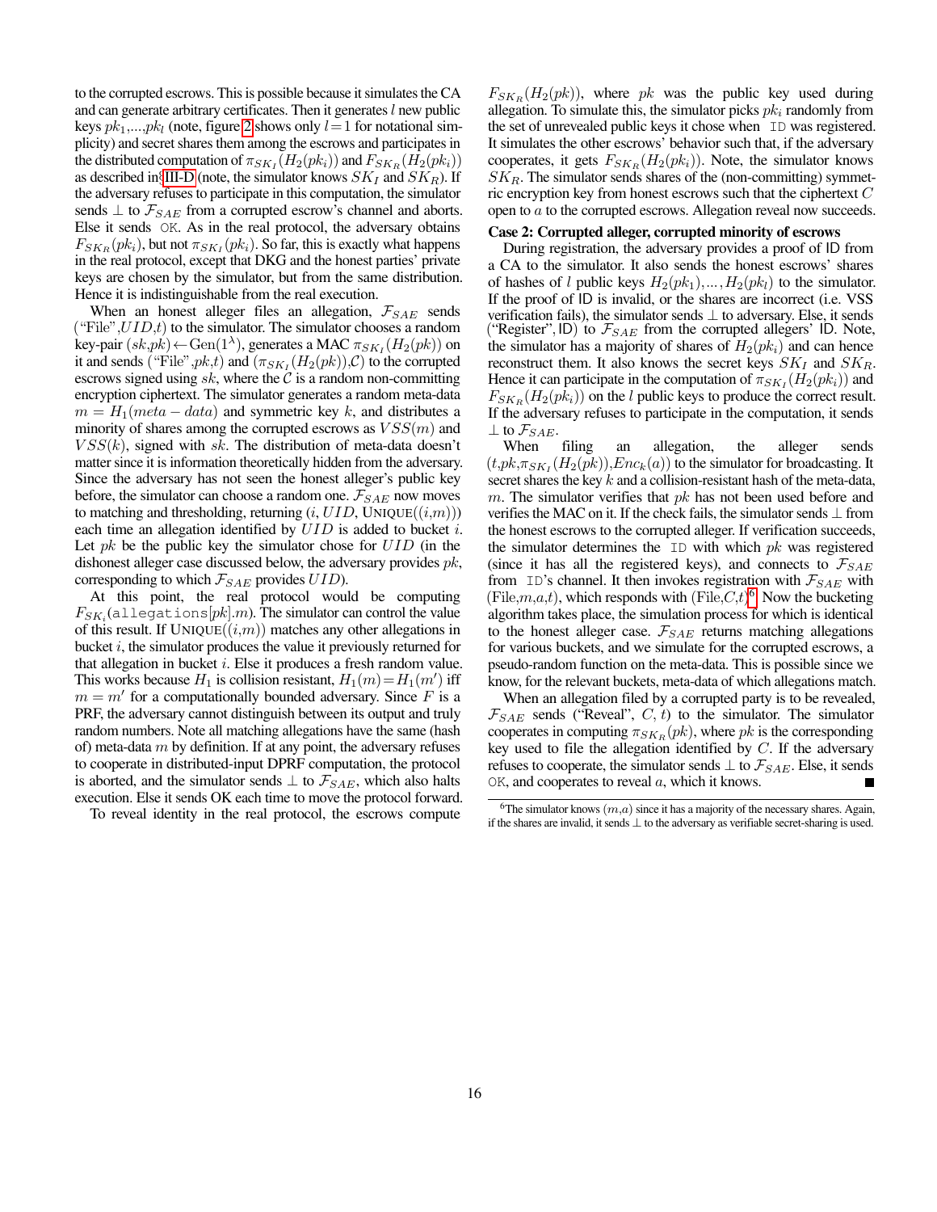to the corrupted escrows. This is possible because it simulates the CA and can generate arbitrary certificates. Then it generates $l$ new public keys $pk_1,...,pk_l$ (note, figure 2 shows only $l=1$ for notational simplicity) and secret shares them among the escrows and participates in the distributed computation of $\pi_{SK_I}(H_2(pk_i))$ and $F_{SK_R}(H_2(pk_i))$ as described in §III-D (note, the simulator knows $SK_I$ and $SK_R$). If the adversary refuses to participate in this computation, the simulator sends $\perp$ to $\mathcal{F}_{SAE}$ from a corrupted escrow's channel and aborts. Else it sends `OK`. As in the real protocol, the adversary obtains $F_{SK_R}(pk_i)$, but not $\pi_{SK_I}(pk_i)$. So far, this is exactly what happens in the real protocol, except that DKG and the honest parties' private keys are chosen by the simulator, but from the same distribution. Hence it is indistinguishable from the real execution.

When an honest alleger files an allegation, $\mathcal{F}_{SAE}$ sends ("File",$UID$,$t$) to the simulator. The simulator chooses a random key-pair $(sk,pk)\leftarrow\text{Gen}(1^\lambda)$, generates a MAC $\pi_{SK_I}(H_2(pk))$ on it and sends ("File",$pk$,$t$) and $(\pi_{SK_I}(H_2(pk)),\mathcal{C})$ to the corrupted escrows signed using $sk$, where the $\mathcal{C}$ is a random non-committing encryption ciphertext. The simulator generates a random meta-data $m = H_1(meta-data)$ and symmetric key $k$, and distributes a minority of shares among the corrupted escrows as $VSS(m)$ and $VSS(k)$, signed with $sk$. The distribution of meta-data doesn't matter since it is information theoretically hidden from the adversary. Since the adversary has not seen the honest alleger's public key before, the simulator can choose a random one. $\mathcal{F}_{SAE}$ now moves to matching and thresholding, returning ($i$, $UID$, UNIQUE($(i,m)$)) each time an allegation identified by $UID$ is added to bucket $i$. Let $pk$ be the public key the simulator chose for $UID$ (in the dishonest alleger case discussed below, the adversary provides $pk$, corresponding to which $\mathcal{F}_{SAE}$ provides $UID$).

At this point, the real protocol would be computing $F_{SK_i}(\texttt{allegations}[pk].m)$. The simulator can control the value of this result. If UNIQUE($(i,m)$) matches any other allegations in bucket $i$, the simulator produces the value it previously returned for that allegation in bucket $i$. Else it produces a fresh random value. This works because $H_1$ is collision resistant, $H_1(m)=H_1(m')$ iff $m=m'$ for a computationally bounded adversary. Since $F$ is a PRF, the adversary cannot distinguish between its output and truly random numbers. Note all matching allegations have the same (hash of) meta-data $m$ by definition. If at any point, the adversary refuses to cooperate in distributed-input DPRF computation, the protocol is aborted, and the simulator sends $\perp$ to $\mathcal{F}_{SAE}$, which also halts execution. Else it sends OK each time to move the protocol forward.

To reveal identity in the real protocol, the escrows compute $F_{SK_R}(H_2(pk))$, where $pk$ was the public key used during allegation. To simulate this, the simulator picks $pk_i$ randomly from the set of unrevealed public keys it chose when `ID` was registered. It simulates the other escrows' behavior such that, if the adversary cooperates, it gets $F_{SK_R}(H_2(pk_i))$. Note, the simulator knows $SK_R$. The simulator sends shares of the (non-committing) symmetric encryption key from honest escrows such that the ciphertext $C$ open to $a$ to the corrupted escrows. Allegation reveal now succeeds.

**Case 2: Corrupted alleger, corrupted minority of escrows**

During registration, the adversary provides a proof of ID from a CA to the simulator. It also sends the honest escrows' shares of hashes of $l$ public keys $H_2(pk_1),...,H_2(pk_l)$ to the simulator. If the proof of ID is invalid, or the shares are incorrect (i.e. VSS verification fails), the simulator sends $\perp$ to adversary. Else, it sends ("Register", ID) to $\mathcal{F}_{SAE}$ from the corrupted allegers' ID. Note, the simulator has a majority of shares of $H_2(pk_i)$ and can hence reconstruct them. It also knows the secret keys $SK_I$ and $SK_R$. Hence it can participate in the computation of $\pi_{SK_I}(H_2(pk_i))$ and $F_{SK_R}(H_2(pk_i))$ on the $l$ public keys to produce the correct result. If the adversary refuses to participate in the computation, it sends $\perp$ to $\mathcal{F}_{SAE}$.

When filing an allegation, the alleger sends $(t,pk,\pi_{SK_I}(H_2(pk)),Enc_k(a))$ to the simulator for broadcasting. It secret shares the key $k$ and a collision-resistant hash of the meta-data, $m$. The simulator verifies that $pk$ has not been used before and verifies the MAC on it. If the check fails, the simulator sends $\perp$ from the honest escrows to the corrupted alleger. If verification succeeds, the simulator determines the `ID` with which $pk$ was registered (since it has all the registered keys), and connects to $\mathcal{F}_{SAE}$ from `ID`'s channel. It then invokes registration with $\mathcal{F}_{SAE}$ with (File,$m$,$a$,$t$), which responds with (File,$C$,$t$)[6]. Now the bucketing algorithm takes place, the simulation process for which is identical to the honest alleger case. $\mathcal{F}_{SAE}$ returns matching allegations for various buckets, and we simulate for the corrupted escrows, a pseudo-random function on the meta-data. This is possible since we know, for the relevant buckets, meta-data of which allegations match.

When an allegation filed by a corrupted party is to be revealed, $\mathcal{F}_{SAE}$ sends ("Reveal", $C$, $t$) to the simulator. The simulator cooperates in computing $\pi_{SK_R}(pk)$, where $pk$ is the corresponding key used to file the allegation identified by $C$. If the adversary refuses to cooperate, the simulator sends $\perp$ to $\mathcal{F}_{SAE}$. Else, it sends `OK`, and cooperates to reveal $a$, which it knows. ■

[6] The simulator knows $(m,a)$ since it has a majority of the necessary shares. Again, if the shares are invalid, it sends $\perp$ to the adversary as verifiable secret-sharing is used.